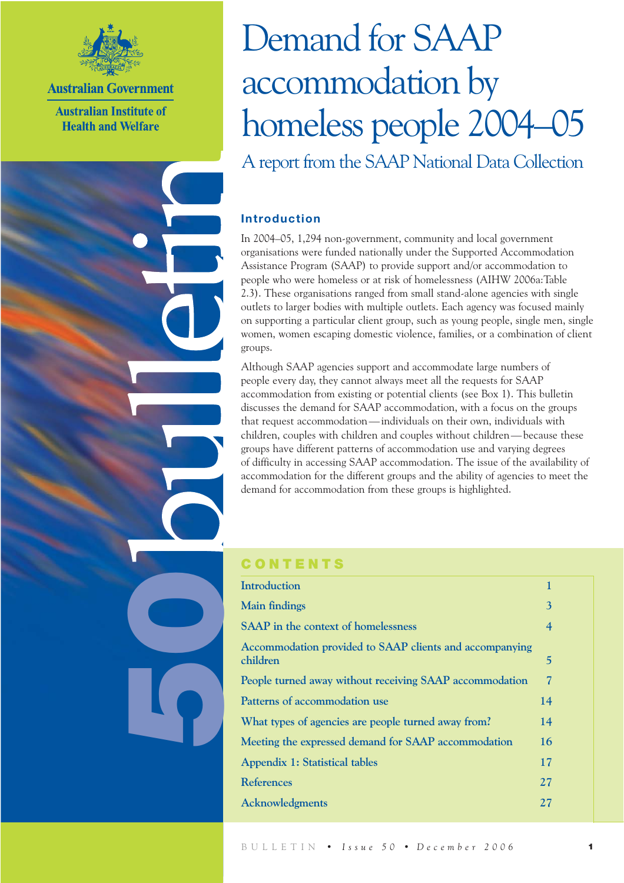Australian Government

Australian Institute of Health and Welfare

# Demand for SAAP accommodation by homeless people 2004–05

## A report from the SAAP National Data Collection

bulletin 50

### Introduction

In 2004–05, 1,294 non-government, community and local government organisations were funded nationally under the Supported Accommodation Assistance Program (SAAP) to provide support and/or accommodation to people who were homeless or at risk of homelessness (AIHW 2006a:Table 2.3). These organisations ranged from small stand-alone agencies with single outlets to larger bodies with multiple outlets. Each agency was focused mainly on supporting a particular client group, such as young people, single men, single women, women escaping domestic violence, families, or a combination of client groups.

Although SAAP agencies support and accommodate large numbers of people every day, they cannot always meet all the requests for SAAP accommodation from existing or potential clients (see Box 1). This bulletin discusses the demand for SAAP accommodation, with a focus on the groups that request accommodation—individuals on their own, individuals with children, couples with children and couples without children—because these groups have different patterns of accommodation use and varying degrees of difficulty in accessing SAAP accommodation. The issue of the availability of accommodation for the different groups and the ability of agencies to meet the demand for accommodation from these groups is highlighted.

### CONTENTS

| | |
|---|---|
| Introduction | 1 |
| Main findings | 3 |
| SAAP in the context of homelessness | 4 |
| Accommodation provided to SAAP clients and accompanying children | 5 |
| People turned away without receiving SAAP accommodation | 7 |
| Patterns of accommodation use | 14 |
| What types of agencies are people turned away from? | 14 |
| Meeting the expressed demand for SAAP accommodation | 16 |
| Appendix 1: Statistical tables | 17 |
| References | 27 |
| Acknowledgments | 27 |

BULLETIN • Issue 50 • December 2006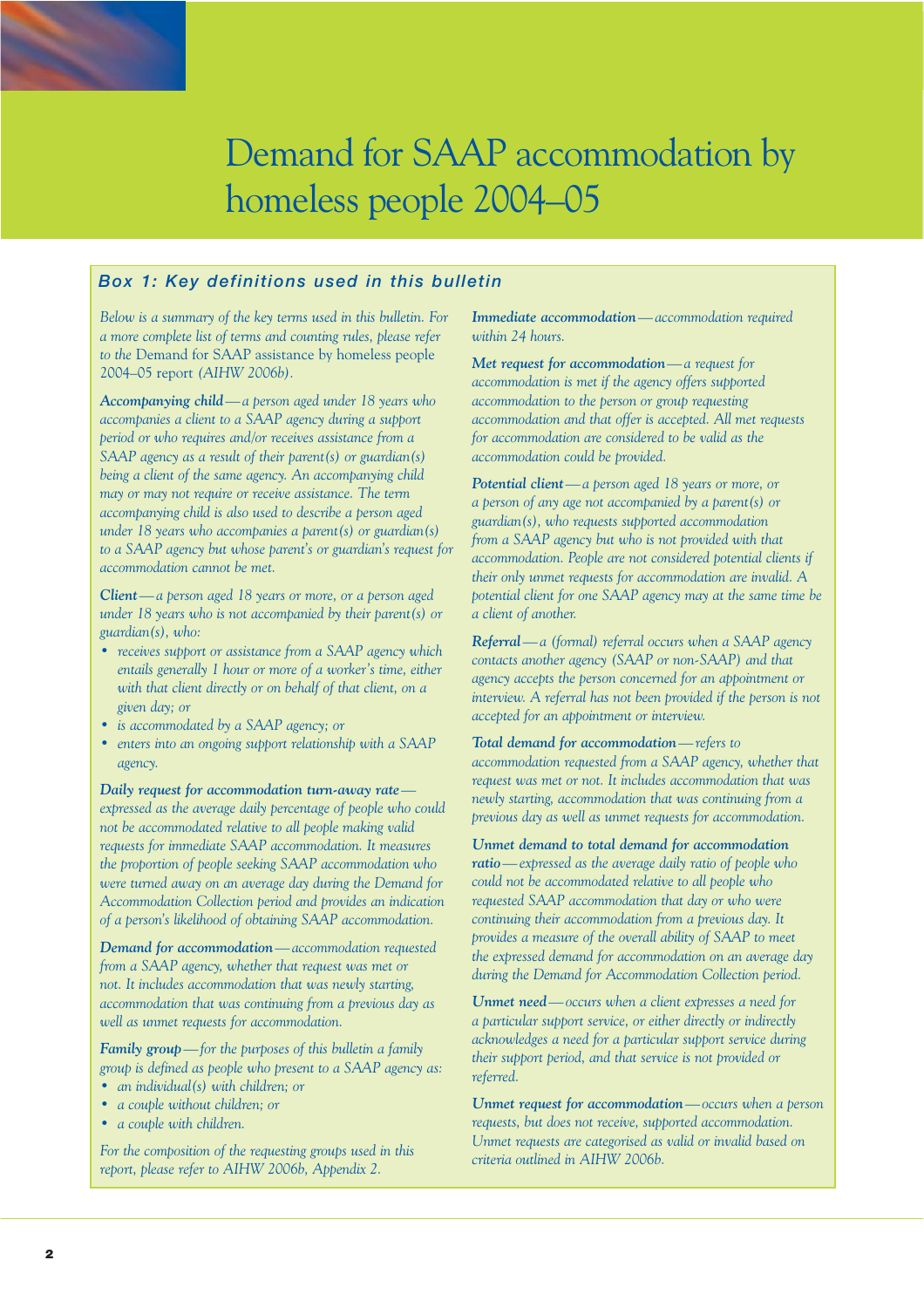# Demand for SAAP accommodation by homeless people 2004–05

## Box 1: Key definitions used in this bulletin

*Below is a summary of the key terms used in this bulletin. For a more complete list of terms and counting rules, please refer to the* Demand for SAAP assistance by homeless people 2004–05 *report (AIHW 2006b).*

***Accompanying child*** *— a person aged under 18 years who accompanies a client to a SAAP agency during a support period or who requires and/or receives assistance from a SAAP agency as a result of their parent(s) or guardian(s) being a client of the same agency. An accompanying child may or may not require or receive assistance. The term accompanying child is also used to describe a person aged under 18 years who accompanies a parent(s) or guardian(s) to a SAAP agency but whose parent's or guardian's request for accommodation cannot be met.*

***Client*** *— a person aged 18 years or more, or a person aged under 18 years who is not accompanied by their parent(s) or guardian(s), who:*

- *receives support or assistance from a SAAP agency which entails generally 1 hour or more of a worker's time, either with that client directly or on behalf of that client, on a given day; or*
- *is accommodated by a SAAP agency; or*
- *enters into an ongoing support relationship with a SAAP agency.*

***Daily request for accommodation turn-away rate*** *— expressed as the average daily percentage of people who could not be accommodated relative to all people making valid requests for immediate SAAP accommodation. It measures the proportion of people seeking SAAP accommodation who were turned away on an average day during the Demand for Accommodation Collection period and provides an indication of a person's likelihood of obtaining SAAP accommodation.*

***Demand for accommodation*** *— accommodation requested from a SAAP agency, whether that request was met or not. It includes accommodation that was newly starting, accommodation that was continuing from a previous day as well as unmet requests for accommodation.*

***Family group*** *— for the purposes of this bulletin a family group is defined as people who present to a SAAP agency as:*

- *an individual(s) with children; or*
- *a couple without children; or*
- *a couple with children.*

*For the composition of the requesting groups used in this report, please refer to AIHW 2006b, Appendix 2.*

***Immediate accommodation*** *— accommodation required within 24 hours.*

***Met request for accommodation*** *— a request for accommodation is met if the agency offers supported accommodation to the person or group requesting accommodation and that offer is accepted. All met requests for accommodation are considered to be valid as the accommodation could be provided.*

***Potential client*** *— a person aged 18 years or more, or a person of any age not accompanied by a parent(s) or guardian(s), who requests supported accommodation from a SAAP agency but who is not provided with that accommodation. People are not considered potential clients if their only unmet requests for accommodation are invalid. A potential client for one SAAP agency may at the same time be a client of another.*

***Referral*** *— a (formal) referral occurs when a SAAP agency contacts another agency (SAAP or non-SAAP) and that agency accepts the person concerned for an appointment or interview. A referral has not been provided if the person is not accepted for an appointment or interview.*

***Total demand for accommodation*** *— refers to accommodation requested from a SAAP agency, whether that request was met or not. It includes accommodation that was newly starting, accommodation that was continuing from a previous day as well as unmet requests for accommodation.*

***Unmet demand to total demand for accommodation ratio*** *— expressed as the average daily ratio of people who could not be accommodated relative to all people who requested SAAP accommodation that day or who were continuing their accommodation from a previous day. It provides a measure of the overall ability of SAAP to meet the expressed demand for accommodation on an average day during the Demand for Accommodation Collection period.*

***Unmet need*** *— occurs when a client expresses a need for a particular support service, or either directly or indirectly acknowledges a need for a particular support service during their support period, and that service is not provided or referred.*

***Unmet request for accommodation*** *— occurs when a person requests, but does not receive, supported accommodation. Unmet requests are categorised as valid or invalid based on criteria outlined in AIHW 2006b.*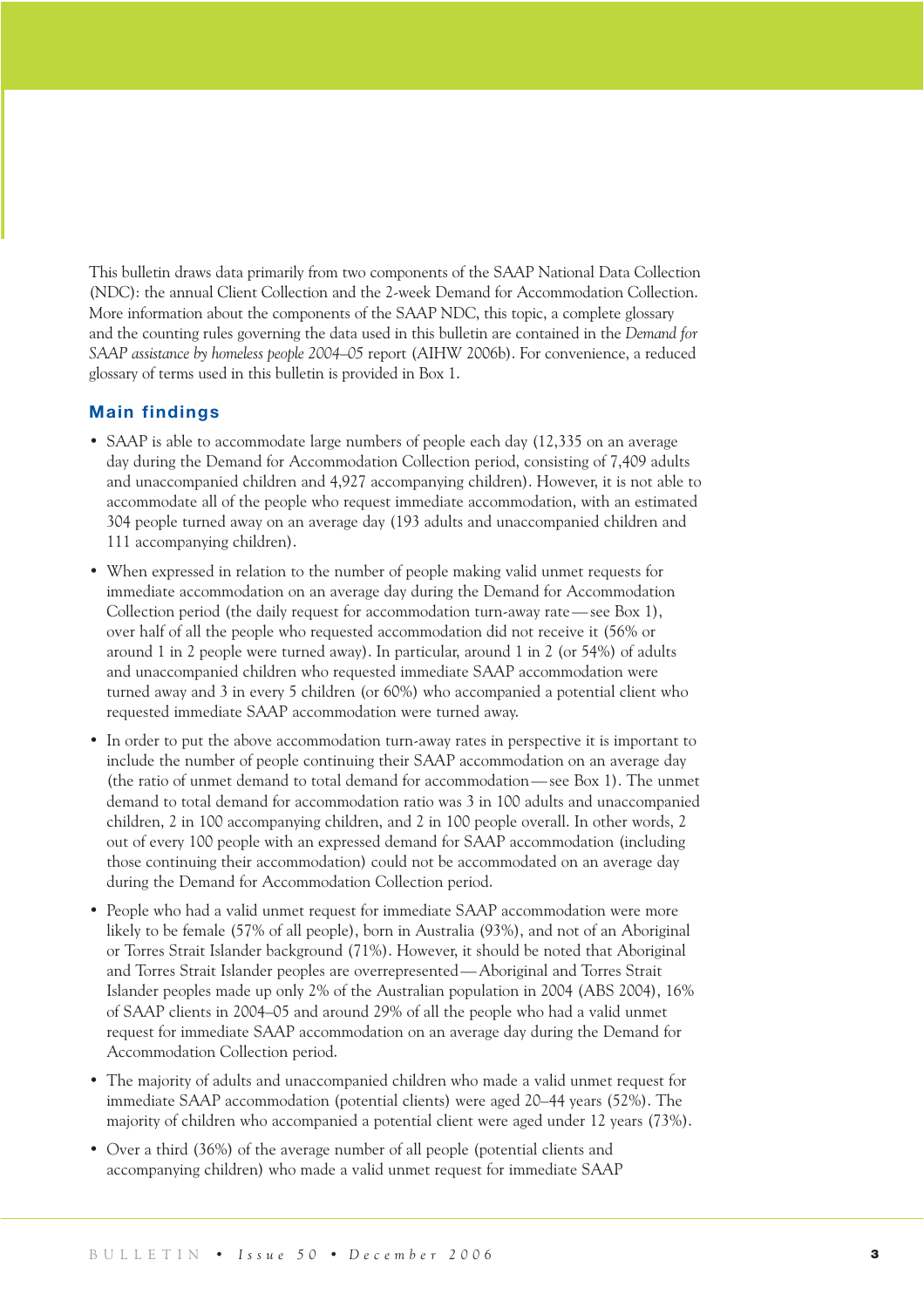This bulletin draws data primarily from two components of the SAAP National Data Collection (NDC): the annual Client Collection and the 2-week Demand for Accommodation Collection. More information about the components of the SAAP NDC, this topic, a complete glossary and the counting rules governing the data used in this bulletin are contained in the *Demand for SAAP assistance by homeless people 2004–05* report (AIHW 2006b). For convenience, a reduced glossary of terms used in this bulletin is provided in Box 1.

## Main findings

- SAAP is able to accommodate large numbers of people each day (12,335 on an average day during the Demand for Accommodation Collection period, consisting of 7,409 adults and unaccompanied children and 4,927 accompanying children). However, it is not able to accommodate all of the people who request immediate accommodation, with an estimated 304 people turned away on an average day (193 adults and unaccompanied children and 111 accompanying children).

- When expressed in relation to the number of people making valid unmet requests for immediate accommodation on an average day during the Demand for Accommodation Collection period (the daily request for accommodation turn-away rate—see Box 1), over half of all the people who requested accommodation did not receive it (56% or around 1 in 2 people were turned away). In particular, around 1 in 2 (or 54%) of adults and unaccompanied children who requested immediate SAAP accommodation were turned away and 3 in every 5 children (or 60%) who accompanied a potential client who requested immediate SAAP accommodation were turned away.

- In order to put the above accommodation turn-away rates in perspective it is important to include the number of people continuing their SAAP accommodation on an average day (the ratio of unmet demand to total demand for accommodation—see Box 1). The unmet demand to total demand for accommodation ratio was 3 in 100 adults and unaccompanied children, 2 in 100 accompanying children, and 2 in 100 people overall. In other words, 2 out of every 100 people with an expressed demand for SAAP accommodation (including those continuing their accommodation) could not be accommodated on an average day during the Demand for Accommodation Collection period.

- People who had a valid unmet request for immediate SAAP accommodation were more likely to be female (57% of all people), born in Australia (93%), and not of an Aboriginal or Torres Strait Islander background (71%). However, it should be noted that Aboriginal and Torres Strait Islander peoples are overrepresented—Aboriginal and Torres Strait Islander peoples made up only 2% of the Australian population in 2004 (ABS 2004), 16% of SAAP clients in 2004–05 and around 29% of all the people who had a valid unmet request for immediate SAAP accommodation on an average day during the Demand for Accommodation Collection period.

- The majority of adults and unaccompanied children who made a valid unmet request for immediate SAAP accommodation (potential clients) were aged 20–44 years (52%). The majority of children who accompanied a potential client were aged under 12 years (73%).

- Over a third (36%) of the average number of all people (potential clients and accompanying children) who made a valid unmet request for immediate SAAP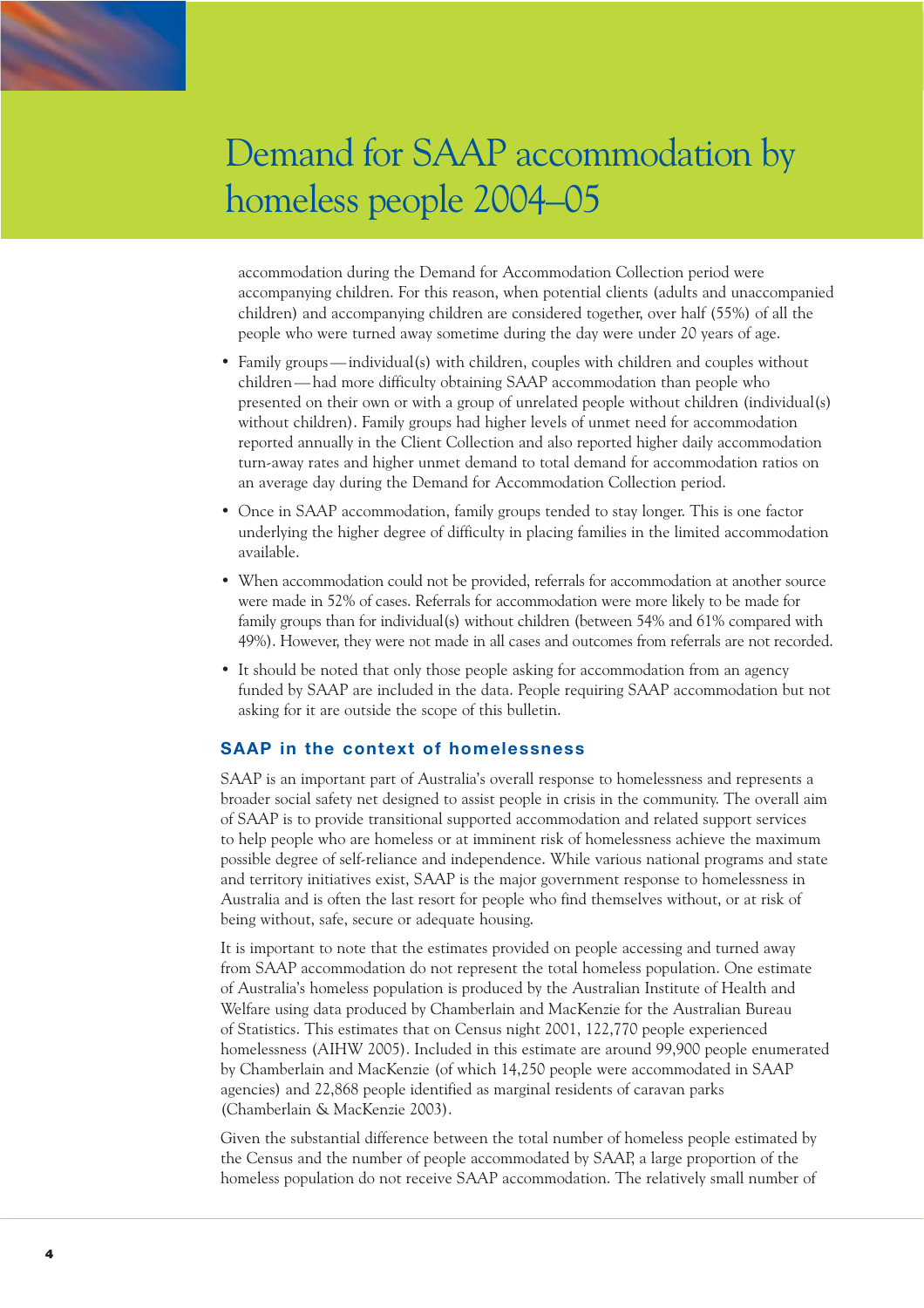# Demand for SAAP accommodation by homeless people 2004–05

accommodation during the Demand for Accommodation Collection period were accompanying children. For this reason, when potential clients (adults and unaccompanied children) and accompanying children are considered together, over half (55%) of all the people who were turned away sometime during the day were under 20 years of age.

- Family groups — individual(s) with children, couples with children and couples without children — had more difficulty obtaining SAAP accommodation than people who presented on their own or with a group of unrelated people without children (individual(s) without children). Family groups had higher levels of unmet need for accommodation reported annually in the Client Collection and also reported higher daily accommodation turn-away rates and higher unmet demand to total demand for accommodation ratios on an average day during the Demand for Accommodation Collection period.
- Once in SAAP accommodation, family groups tended to stay longer. This is one factor underlying the higher degree of difficulty in placing families in the limited accommodation available.
- When accommodation could not be provided, referrals for accommodation at another source were made in 52% of cases. Referrals for accommodation were more likely to be made for family groups than for individual(s) without children (between 54% and 61% compared with 49%). However, they were not made in all cases and outcomes from referrals are not recorded.
- It should be noted that only those people asking for accommodation from an agency funded by SAAP are included in the data. People requiring SAAP accommodation but not asking for it are outside the scope of this bulletin.

## SAAP in the context of homelessness

SAAP is an important part of Australia's overall response to homelessness and represents a broader social safety net designed to assist people in crisis in the community. The overall aim of SAAP is to provide transitional supported accommodation and related support services to help people who are homeless or at imminent risk of homelessness achieve the maximum possible degree of self-reliance and independence. While various national programs and state and territory initiatives exist, SAAP is the major government response to homelessness in Australia and is often the last resort for people who find themselves without, or at risk of being without, safe, secure or adequate housing.

It is important to note that the estimates provided on people accessing and turned away from SAAP accommodation do not represent the total homeless population. One estimate of Australia's homeless population is produced by the Australian Institute of Health and Welfare using data produced by Chamberlain and MacKenzie for the Australian Bureau of Statistics. This estimates that on Census night 2001, 122,770 people experienced homelessness (AIHW 2005). Included in this estimate are around 99,900 people enumerated by Chamberlain and MacKenzie (of which 14,250 people were accommodated in SAAP agencies) and 22,868 people identified as marginal residents of caravan parks (Chamberlain & MacKenzie 2003).

Given the substantial difference between the total number of homeless people estimated by the Census and the number of people accommodated by SAAP, a large proportion of the homeless population do not receive SAAP accommodation. The relatively small number of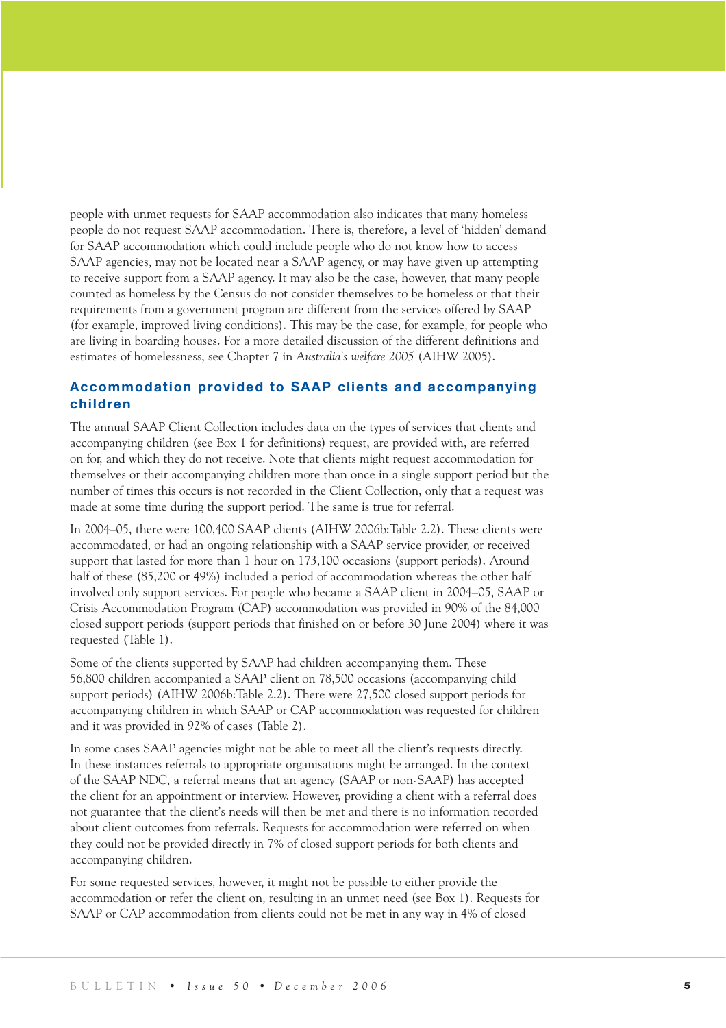people with unmet requests for SAAP accommodation also indicates that many homeless people do not request SAAP accommodation. There is, therefore, a level of 'hidden' demand for SAAP accommodation which could include people who do not know how to access SAAP agencies, may not be located near a SAAP agency, or may have given up attempting to receive support from a SAAP agency. It may also be the case, however, that many people counted as homeless by the Census do not consider themselves to be homeless or that their requirements from a government program are different from the services offered by SAAP (for example, improved living conditions). This may be the case, for example, for people who are living in boarding houses. For a more detailed discussion of the different definitions and estimates of homelessness, see Chapter 7 in *Australia's welfare 2005* (AIHW 2005).

## Accommodation provided to SAAP clients and accompanying children

The annual SAAP Client Collection includes data on the types of services that clients and accompanying children (see Box 1 for definitions) request, are provided with, are referred on for, and which they do not receive. Note that clients might request accommodation for themselves or their accompanying children more than once in a single support period but the number of times this occurs is not recorded in the Client Collection, only that a request was made at some time during the support period. The same is true for referral.

In 2004–05, there were 100,400 SAAP clients (AIHW 2006b:Table 2.2). These clients were accommodated, or had an ongoing relationship with a SAAP service provider, or received support that lasted for more than 1 hour on 173,100 occasions (support periods). Around half of these (85,200 or 49%) included a period of accommodation whereas the other half involved only support services. For people who became a SAAP client in 2004–05, SAAP or Crisis Accommodation Program (CAP) accommodation was provided in 90% of the 84,000 closed support periods (support periods that finished on or before 30 June 2004) where it was requested (Table 1).

Some of the clients supported by SAAP had children accompanying them. These 56,800 children accompanied a SAAP client on 78,500 occasions (accompanying child support periods) (AIHW 2006b:Table 2.2). There were 27,500 closed support periods for accompanying children in which SAAP or CAP accommodation was requested for children and it was provided in 92% of cases (Table 2).

In some cases SAAP agencies might not be able to meet all the client's requests directly. In these instances referrals to appropriate organisations might be arranged. In the context of the SAAP NDC, a referral means that an agency (SAAP or non-SAAP) has accepted the client for an appointment or interview. However, providing a client with a referral does not guarantee that the client's needs will then be met and there is no information recorded about client outcomes from referrals. Requests for accommodation were referred on when they could not be provided directly in 7% of closed support periods for both clients and accompanying children.

For some requested services, however, it might not be possible to either provide the accommodation or refer the client on, resulting in an unmet need (see Box 1). Requests for SAAP or CAP accommodation from clients could not be met in any way in 4% of closed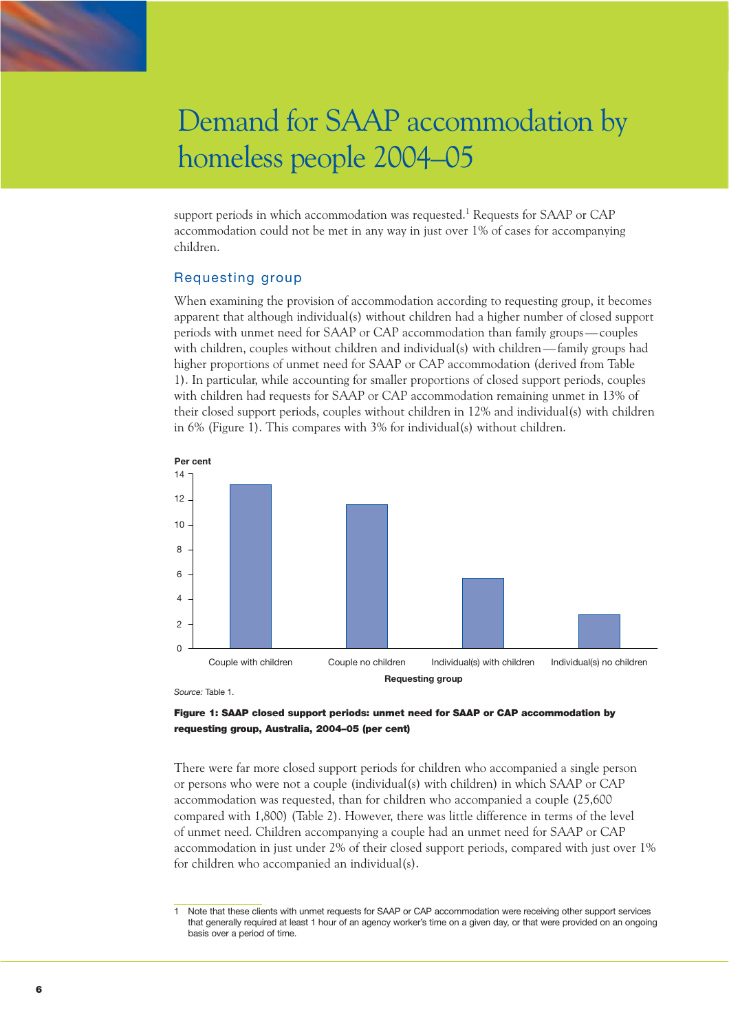# Demand for SAAP accommodation by homeless people 2004–05

support periods in which accommodation was requested.[1] Requests for SAAP or CAP accommodation could not be met in any way in just over 1% of cases for accompanying children.

## Requesting group

When examining the provision of accommodation according to requesting group, it becomes apparent that although individual(s) without children had a higher number of closed support periods with unmet need for SAAP or CAP accommodation than family groups—couples with children, couples without children and individual(s) with children—family groups had higher proportions of unmet need for SAAP or CAP accommodation (derived from Table 1). In particular, while accounting for smaller proportions of closed support periods, couples with children had requests for SAAP or CAP accommodation remaining unmet in 13% of their closed support periods, couples without children in 12% and individual(s) with children in 6% (Figure 1). This compares with 3% for individual(s) without children.

Per cent

| Requesting group | Per cent |
|---|---|
| Couple with children | 13 |
| Couple no children | 12 |
| Individual(s) with children | 6 |
| Individual(s) no children | 3 |

*Source:* Table 1.

**Figure 1: SAAP closed support periods: unmet need for SAAP or CAP accommodation by requesting group, Australia, 2004–05 (per cent)**

There were far more closed support periods for children who accompanied a single person or persons who were not a couple (individual(s) with children) in which SAAP or CAP accommodation was requested, than for children who accompanied a couple (25,600 compared with 1,800) (Table 2). However, there was little difference in terms of the level of unmet need. Children accompanying a couple had an unmet need for SAAP or CAP accommodation in just under 2% of their closed support periods, compared with just over 1% for children who accompanied an individual(s).

1 Note that these clients with unmet requests for SAAP or CAP accommodation were receiving other support services that generally required at least 1 hour of an agency worker's time on a given day, or that were provided on an ongoing basis over a period of time.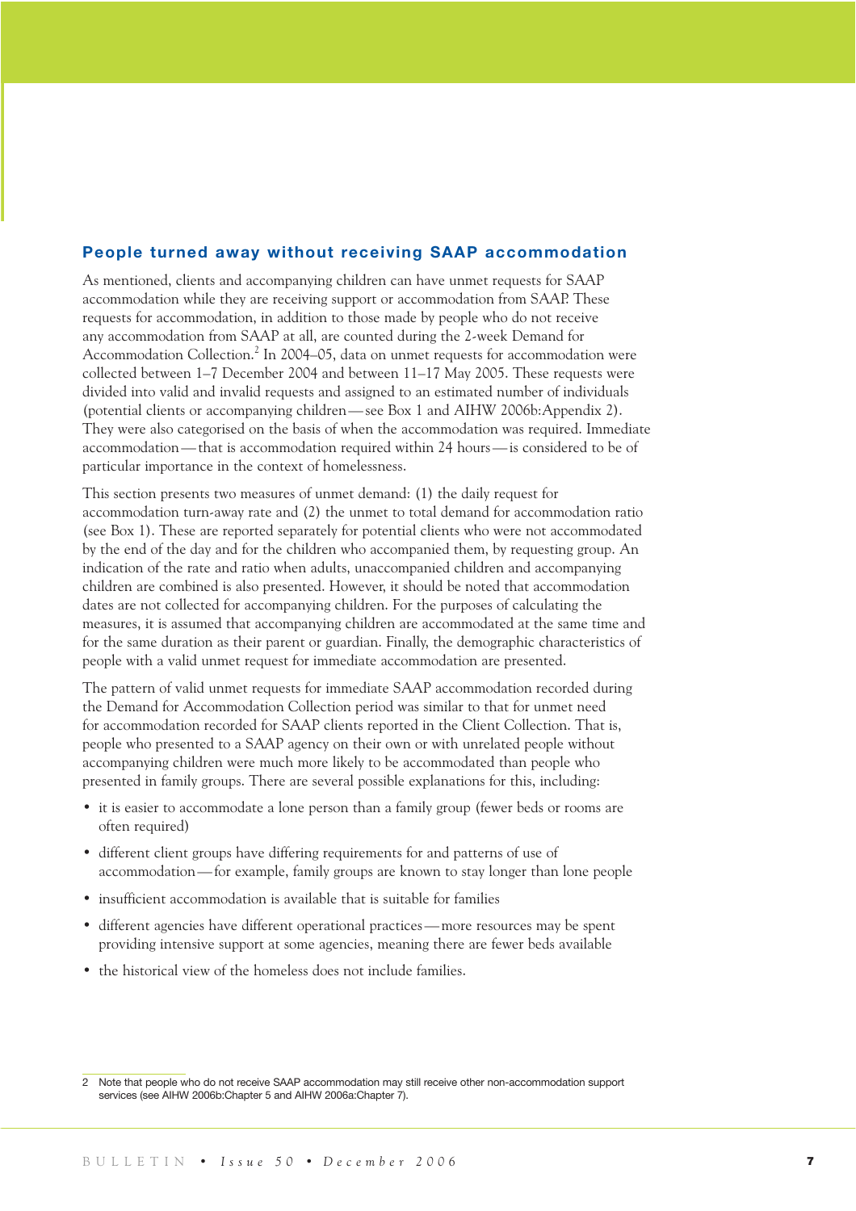## People turned away without receiving SAAP accommodation

As mentioned, clients and accompanying children can have unmet requests for SAAP accommodation while they are receiving support or accommodation from SAAP. These requests for accommodation, in addition to those made by people who do not receive any accommodation from SAAP at all, are counted during the 2-week Demand for Accommodation Collection.[2] In 2004–05, data on unmet requests for accommodation were collected between 1–7 December 2004 and between 11–17 May 2005. These requests were divided into valid and invalid requests and assigned to an estimated number of individuals (potential clients or accompanying children—see Box 1 and AIHW 2006b:Appendix 2). They were also categorised on the basis of when the accommodation was required. Immediate accommodation—that is accommodation required within 24 hours—is considered to be of particular importance in the context of homelessness.

This section presents two measures of unmet demand: (1) the daily request for accommodation turn-away rate and (2) the unmet to total demand for accommodation ratio (see Box 1). These are reported separately for potential clients who were not accommodated by the end of the day and for the children who accompanied them, by requesting group. An indication of the rate and ratio when adults, unaccompanied children and accompanying children are combined is also presented. However, it should be noted that accommodation dates are not collected for accompanying children. For the purposes of calculating the measures, it is assumed that accompanying children are accommodated at the same time and for the same duration as their parent or guardian. Finally, the demographic characteristics of people with a valid unmet request for immediate accommodation are presented.

The pattern of valid unmet requests for immediate SAAP accommodation recorded during the Demand for Accommodation Collection period was similar to that for unmet need for accommodation recorded for SAAP clients reported in the Client Collection. That is, people who presented to a SAAP agency on their own or with unrelated people without accompanying children were much more likely to be accommodated than people who presented in family groups. There are several possible explanations for this, including:

- it is easier to accommodate a lone person than a family group (fewer beds or rooms are often required)
- different client groups have differing requirements for and patterns of use of accommodation—for example, family groups are known to stay longer than lone people
- insufficient accommodation is available that is suitable for families
- different agencies have different operational practices—more resources may be spent providing intensive support at some agencies, meaning there are fewer beds available
- the historical view of the homeless does not include families.

2 Note that people who do not receive SAAP accommodation may still receive other non-accommodation support services (see AIHW 2006b:Chapter 5 and AIHW 2006a:Chapter 7).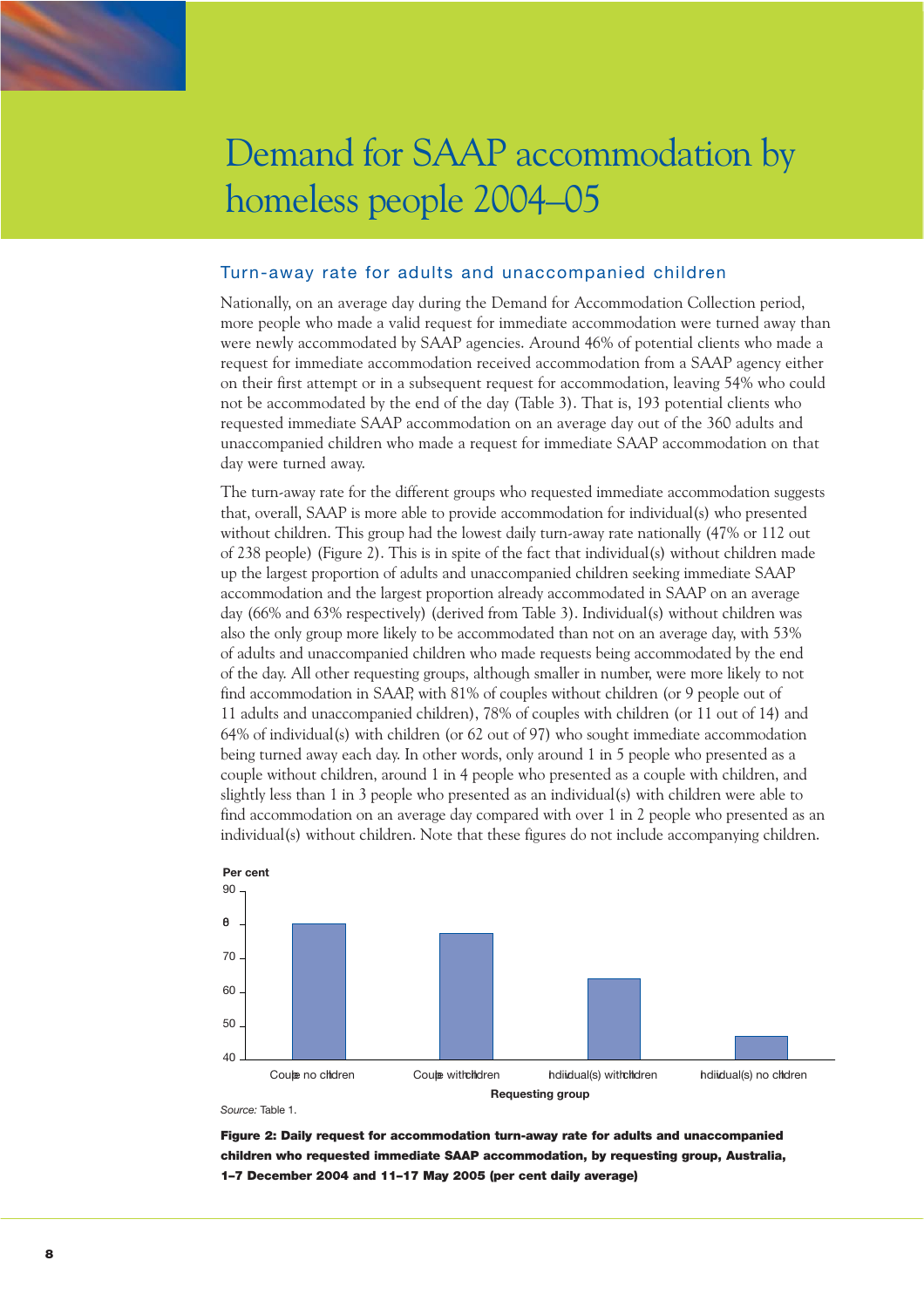# Demand for SAAP accommodation by homeless people 2004–05

## Turn-away rate for adults and unaccompanied children

Nationally, on an average day during the Demand for Accommodation Collection period, more people who made a valid request for immediate accommodation were turned away than were newly accommodated by SAAP agencies. Around 46% of potential clients who made a request for immediate accommodation received accommodation from a SAAP agency either on their first attempt or in a subsequent request for accommodation, leaving 54% who could not be accommodated by the end of the day (Table 3). That is, 193 potential clients who requested immediate SAAP accommodation on an average day out of the 360 adults and unaccompanied children who made a request for immediate SAAP accommodation on that day were turned away.

The turn-away rate for the different groups who requested immediate accommodation suggests that, overall, SAAP is more able to provide accommodation for individual(s) who presented without children. This group had the lowest daily turn-away rate nationally (47% or 112 out of 238 people) (Figure 2). This is in spite of the fact that individual(s) without children made up the largest proportion of adults and unaccompanied children seeking immediate SAAP accommodation and the largest proportion already accommodated in SAAP on an average day (66% and 63% respectively) (derived from Table 3). Individual(s) without children was also the only group more likely to be accommodated than not on an average day, with 53% of adults and unaccompanied children who made requests being accommodated by the end of the day. All other requesting groups, although smaller in number, were more likely to not find accommodation in SAAP, with 81% of couples without children (or 9 people out of 11 adults and unaccompanied children), 78% of couples with children (or 11 out of 14) and 64% of individual(s) with children (or 62 out of 97) who sought immediate accommodation being turned away each day. In other words, only around 1 in 5 people who presented as a couple without children, around 1 in 4 people who presented as a couple with children, and slightly less than 1 in 3 people who presented as an individual(s) with children were able to find accommodation on an average day compared with over 1 in 2 people who presented as an individual(s) without children. Note that these figures do not include accompanying children.

*Source:* Table 1.

**Figure 2: Daily request for accommodation turn-away rate for adults and unaccompanied children who requested immediate SAAP accommodation, by requesting group, Australia, 1–7 December 2004 and 11–17 May 2005 (per cent daily average)**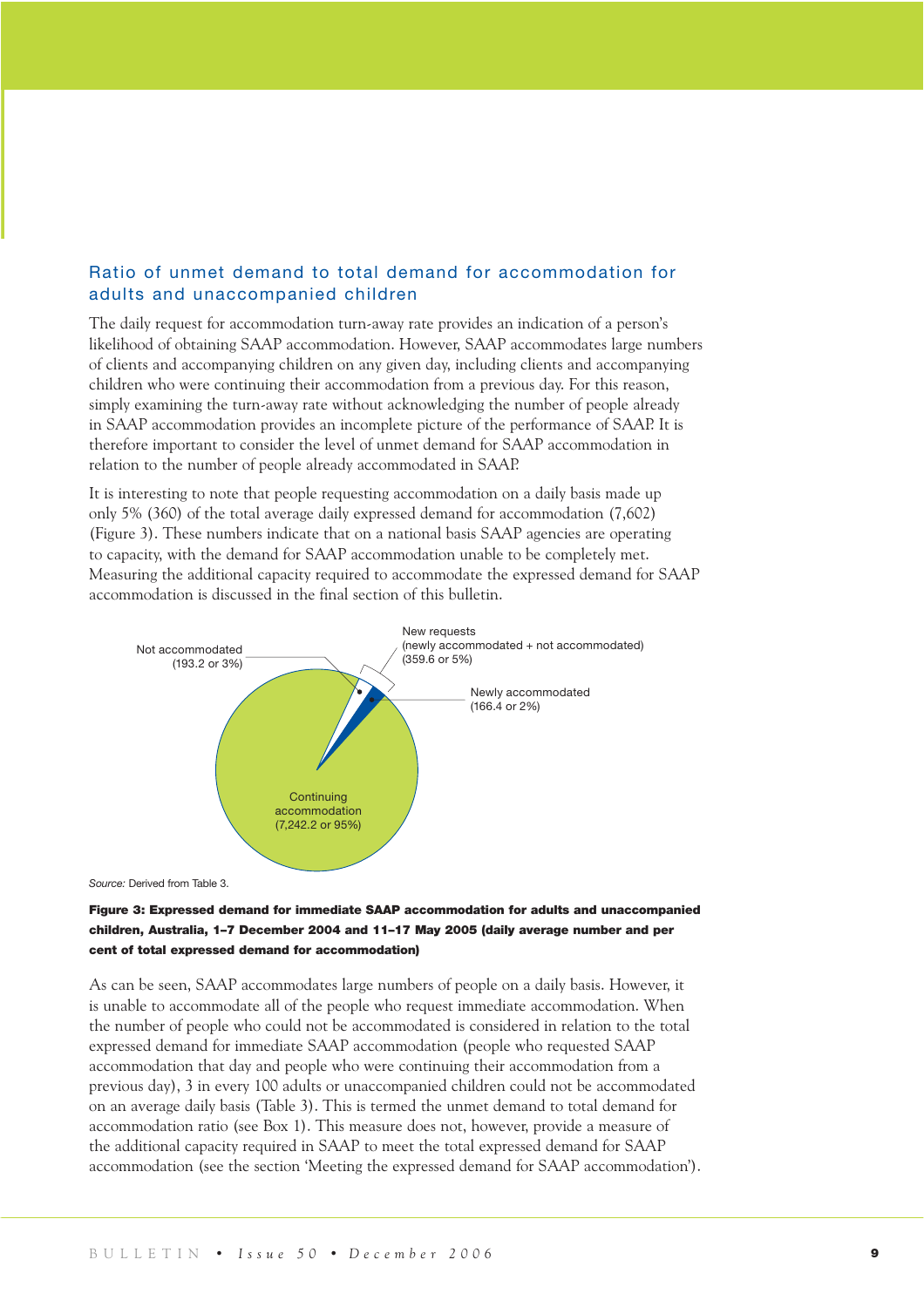## Ratio of unmet demand to total demand for accommodation for adults and unaccompanied children

The daily request for accommodation turn-away rate provides an indication of a person's likelihood of obtaining SAAP accommodation. However, SAAP accommodates large numbers of clients and accompanying children on any given day, including clients and accompanying children who were continuing their accommodation from a previous day. For this reason, simply examining the turn-away rate without acknowledging the number of people already in SAAP accommodation provides an incomplete picture of the performance of SAAP. It is therefore important to consider the level of unmet demand for SAAP accommodation in relation to the number of people already accommodated in SAAP.

It is interesting to note that people requesting accommodation on a daily basis made up only 5% (360) of the total average daily expressed demand for accommodation (7,602) (Figure 3). These numbers indicate that on a national basis SAAP agencies are operating to capacity, with the demand for SAAP accommodation unable to be completely met. Measuring the additional capacity required to accommodate the expressed demand for SAAP accommodation is discussed in the final section of this bulletin.

Not accommodated (193.2 or 3%)

New requests (newly accommodated + not accommodated) (359.6 or 5%)

Newly accommodated (166.4 or 2%)

Continuing accommodation (7,242.2 or 95%)

*Source:* Derived from Table 3.

**Figure 3: Expressed demand for immediate SAAP accommodation for adults and unaccompanied children, Australia, 1–7 December 2004 and 11–17 May 2005 (daily average number and per cent of total expressed demand for accommodation)**

As can be seen, SAAP accommodates large numbers of people on a daily basis. However, it is unable to accommodate all of the people who request immediate accommodation. When the number of people who could not be accommodated is considered in relation to the total expressed demand for immediate SAAP accommodation (people who requested SAAP accommodation that day and people who were continuing their accommodation from a previous day), 3 in every 100 adults or unaccompanied children could not be accommodated on an average daily basis (Table 3). This is termed the unmet demand to total demand for accommodation ratio (see Box 1). This measure does not, however, provide a measure of the additional capacity required in SAAP to meet the total expressed demand for SAAP accommodation (see the section 'Meeting the expressed demand for SAAP accommodation').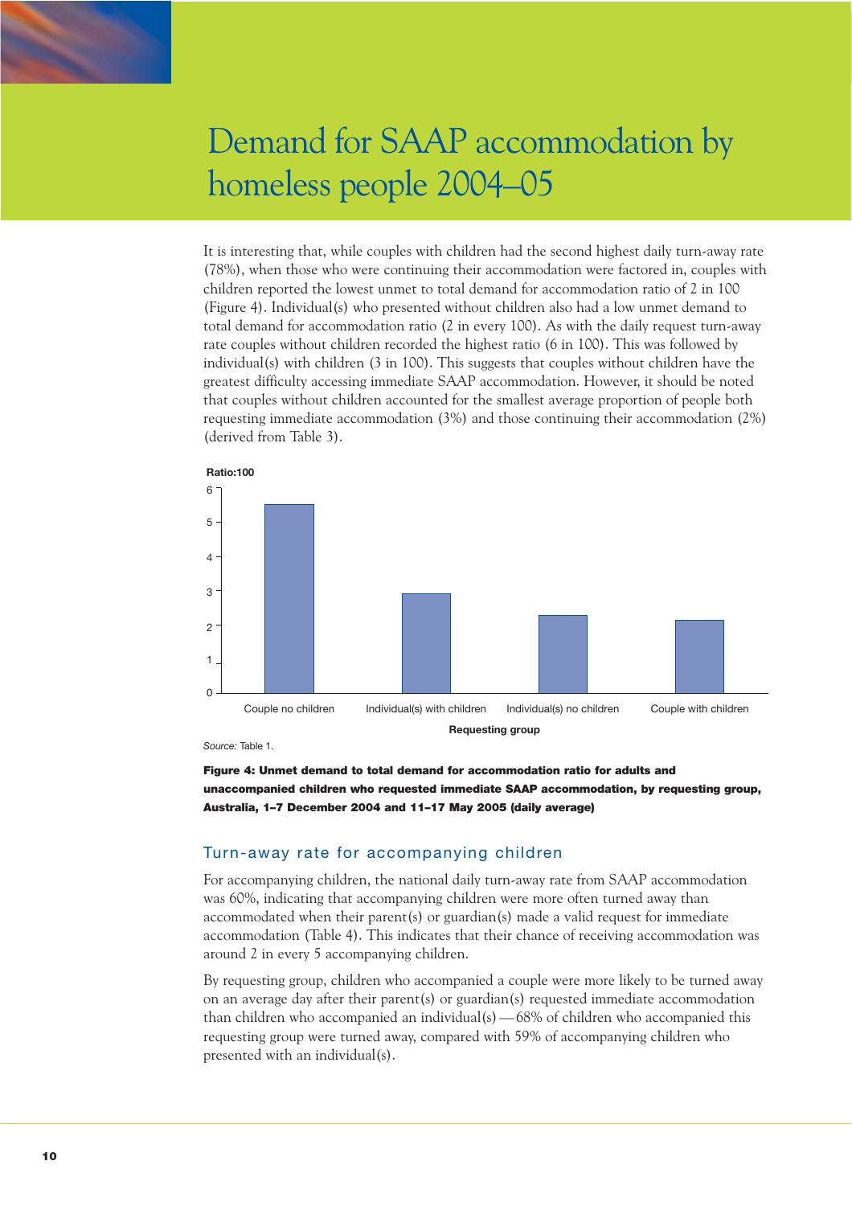# Demand for SAAP accommodation by homeless people 2004–05

It is interesting that, while couples with children had the second highest daily turn-away rate (78%), when those who were continuing their accommodation were factored in, couples with children reported the lowest unmet to total demand for accommodation ratio of 2 in 100 (Figure 4). Individual(s) who presented without children also had a low unmet demand to total demand for accommodation ratio (2 in every 100). As with the daily request turn-away rate couples without children recorded the highest ratio (6 in 100). This was followed by individual(s) with children (3 in 100). This suggests that couples without children have the greatest difficulty accessing immediate SAAP accommodation. However, it should be noted that couples without children accounted for the smallest average proportion of people both requesting immediate accommodation (3%) and those continuing their accommodation (2%) (derived from Table 3).

*Source:* Table 1.

**Figure 4: Unmet demand to total demand for accommodation ratio for adults and unaccompanied children who requested immediate SAAP accommodation, by requesting group, Australia, 1–7 December 2004 and 11–17 May 2005 (daily average)**

## Turn-away rate for accompanying children

For accompanying children, the national daily turn-away rate from SAAP accommodation was 60%, indicating that accompanying children were more often turned away than accommodated when their parent(s) or guardian(s) made a valid request for immediate accommodation (Table 4). This indicates that their chance of receiving accommodation was around 2 in every 5 accompanying children.

By requesting group, children who accompanied a couple were more likely to be turned away on an average day after their parent(s) or guardian(s) requested immediate accommodation than children who accompanied an individual(s) — 68% of children who accompanied this requesting group were turned away, compared with 59% of accompanying children who presented with an individual(s).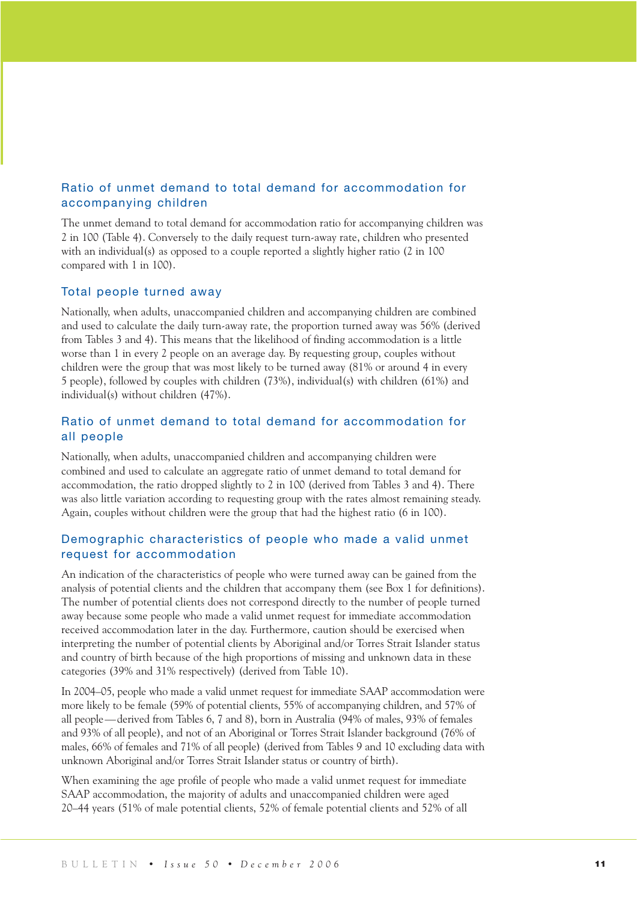### Ratio of unmet demand to total demand for accommodation for accompanying children

The unmet demand to total demand for accommodation ratio for accompanying children was 2 in 100 (Table 4). Conversely to the daily request turn-away rate, children who presented with an individual(s) as opposed to a couple reported a slightly higher ratio (2 in 100 compared with 1 in 100).

### Total people turned away

Nationally, when adults, unaccompanied children and accompanying children are combined and used to calculate the daily turn-away rate, the proportion turned away was 56% (derived from Tables 3 and 4). This means that the likelihood of finding accommodation is a little worse than 1 in every 2 people on an average day. By requesting group, couples without children were the group that was most likely to be turned away (81% or around 4 in every 5 people), followed by couples with children (73%), individual(s) with children (61%) and individual(s) without children (47%).

### Ratio of unmet demand to total demand for accommodation for all people

Nationally, when adults, unaccompanied children and accompanying children were combined and used to calculate an aggregate ratio of unmet demand to total demand for accommodation, the ratio dropped slightly to 2 in 100 (derived from Tables 3 and 4). There was also little variation according to requesting group with the rates almost remaining steady. Again, couples without children were the group that had the highest ratio (6 in 100).

### Demographic characteristics of people who made a valid unmet request for accommodation

An indication of the characteristics of people who were turned away can be gained from the analysis of potential clients and the children that accompany them (see Box 1 for definitions). The number of potential clients does not correspond directly to the number of people turned away because some people who made a valid unmet request for immediate accommodation received accommodation later in the day. Furthermore, caution should be exercised when interpreting the number of potential clients by Aboriginal and/or Torres Strait Islander status and country of birth because of the high proportions of missing and unknown data in these categories (39% and 31% respectively) (derived from Table 10).

In 2004–05, people who made a valid unmet request for immediate SAAP accommodation were more likely to be female (59% of potential clients, 55% of accompanying children, and 57% of all people—derived from Tables 6, 7 and 8), born in Australia (94% of males, 93% of females and 93% of all people), and not of an Aboriginal or Torres Strait Islander background (76% of males, 66% of females and 71% of all people) (derived from Tables 9 and 10 excluding data with unknown Aboriginal and/or Torres Strait Islander status or country of birth).

When examining the age profile of people who made a valid unmet request for immediate SAAP accommodation, the majority of adults and unaccompanied children were aged 20–44 years (51% of male potential clients, 52% of female potential clients and 52% of all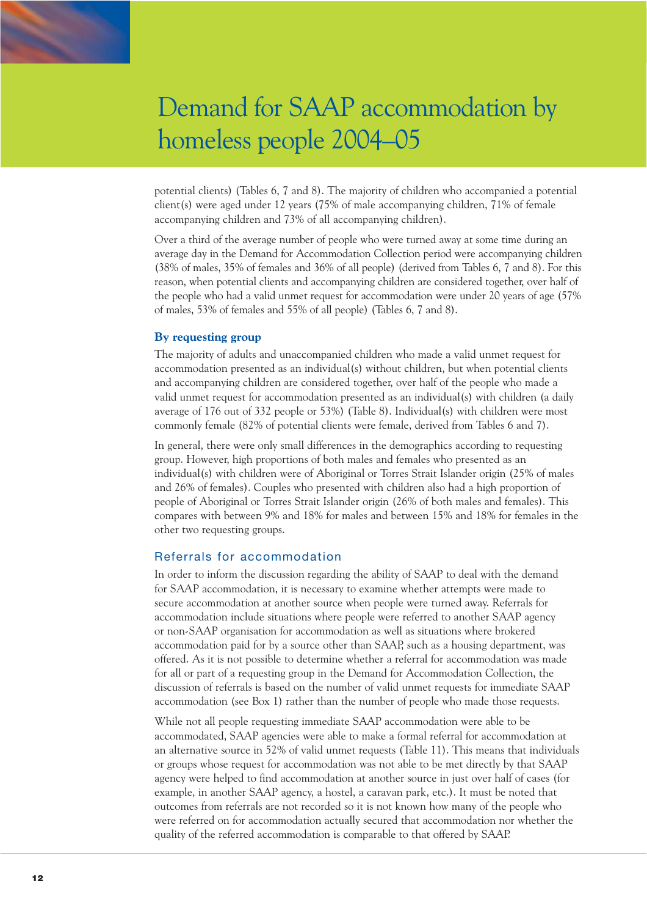potential clients) (Tables 6, 7 and 8). The majority of children who accompanied a potential client(s) were aged under 12 years (75% of male accompanying children, 71% of female accompanying children and 73% of all accompanying children).

Over a third of the average number of people who were turned away at some time during an average day in the Demand for Accommodation Collection period were accompanying children (38% of males, 35% of females and 36% of all people) (derived from Tables 6, 7 and 8). For this reason, when potential clients and accompanying children are considered together, over half of the people who had a valid unmet request for accommodation were under 20 years of age (57% of males, 53% of females and 55% of all people) (Tables 6, 7 and 8).

### By requesting group

The majority of adults and unaccompanied children who made a valid unmet request for accommodation presented as an individual(s) without children, but when potential clients and accompanying children are considered together, over half of the people who made a valid unmet request for accommodation presented as an individual(s) with children (a daily average of 176 out of 332 people or 53%) (Table 8). Individual(s) with children were most commonly female (82% of potential clients were female, derived from Tables 6 and 7).

In general, there were only small differences in the demographics according to requesting group. However, high proportions of both males and females who presented as an individual(s) with children were of Aboriginal or Torres Strait Islander origin (25% of males and 26% of females). Couples who presented with children also had a high proportion of people of Aboriginal or Torres Strait Islander origin (26% of both males and females). This compares with between 9% and 18% for males and between 15% and 18% for females in the other two requesting groups.

## Referrals for accommodation

In order to inform the discussion regarding the ability of SAAP to deal with the demand for SAAP accommodation, it is necessary to examine whether attempts were made to secure accommodation at another source when people were turned away. Referrals for accommodation include situations where people were referred to another SAAP agency or non-SAAP organisation for accommodation as well as situations where brokered accommodation paid for by a source other than SAAP, such as a housing department, was offered. As it is not possible to determine whether a referral for accommodation was made for all or part of a requesting group in the Demand for Accommodation Collection, the discussion of referrals is based on the number of valid unmet requests for immediate SAAP accommodation (see Box 1) rather than the number of people who made those requests.

While not all people requesting immediate SAAP accommodation were able to be accommodated, SAAP agencies were able to make a formal referral for accommodation at an alternative source in 52% of valid unmet requests (Table 11). This means that individuals or groups whose request for accommodation was not able to be met directly by that SAAP agency were helped to find accommodation at another source in just over half of cases (for example, in another SAAP agency, a hostel, a caravan park, etc.). It must be noted that outcomes from referrals are not recorded so it is not known how many of the people who were referred on for accommodation actually secured that accommodation nor whether the quality of the referred accommodation is comparable to that offered by SAAP.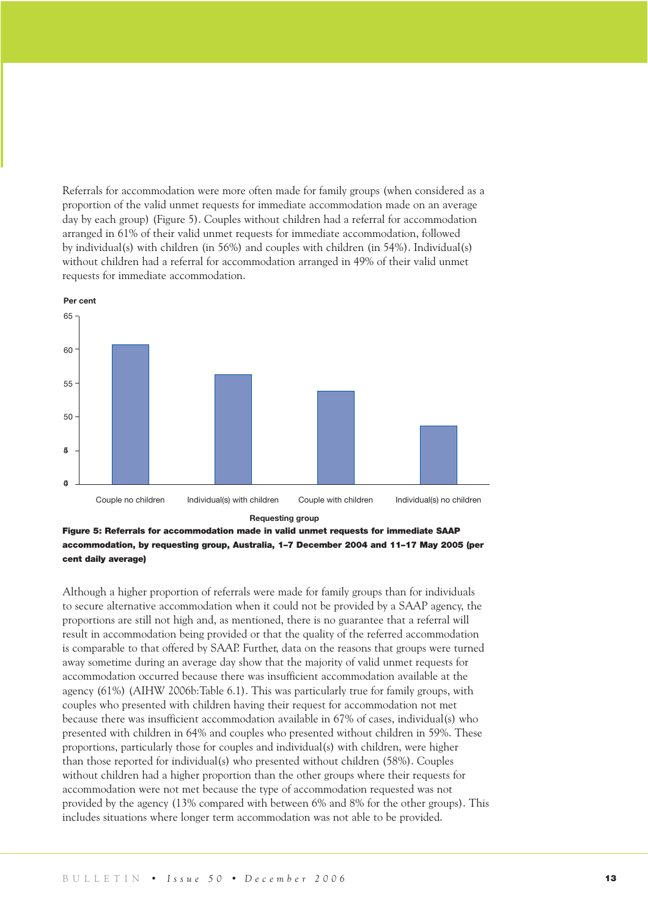Referrals for accommodation were more often made for family groups (when considered as a proportion of the valid unmet requests for immediate accommodation made on an average day by each group) (Figure 5). Couples without children had a referral for accommodation arranged in 61% of their valid unmet requests for immediate accommodation, followed by individual(s) with children (in 56%) and couples with children (in 54%). Individual(s) without children had a referral for accommodation arranged in 49% of their valid unmet requests for immediate accommodation.

**Figure 5: Referrals for accommodation made in valid unmet requests for immediate SAAP accommodation, by requesting group, Australia, 1–7 December 2004 and 11–17 May 2005 (per cent daily average)**

Although a higher proportion of referrals were made for family groups than for individuals to secure alternative accommodation when it could not be provided by a SAAP agency, the proportions are still not high and, as mentioned, there is no guarantee that a referral will result in accommodation being provided or that the quality of the referred accommodation is comparable to that offered by SAAP. Further, data on the reasons that groups were turned away sometime during an average day show that the majority of valid unmet requests for accommodation occurred because there was insufficient accommodation available at the agency (61%) (AIHW 2006b:Table 6.1). This was particularly true for family groups, with couples who presented with children having their request for accommodation not met because there was insufficient accommodation available in 67% of cases, individual(s) who presented with children in 64% and couples who presented without children in 59%. These proportions, particularly those for couples and individual(s) with children, were higher than those reported for individual(s) who presented without children (58%). Couples without children had a higher proportion than the other groups where their requests for accommodation were not met because the type of accommodation requested was not provided by the agency (13% compared with between 6% and 8% for the other groups). This includes situations where longer term accommodation was not able to be provided.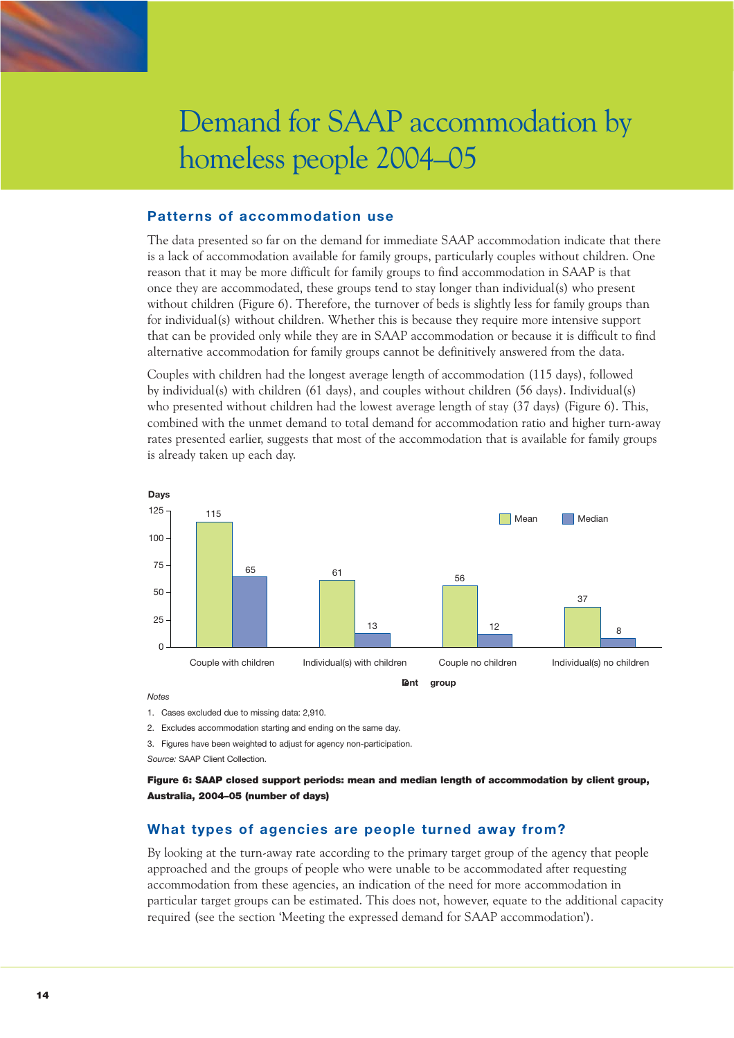# Demand for SAAP accommodation by homeless people 2004–05

## Patterns of accommodation use

The data presented so far on the demand for immediate SAAP accommodation indicate that there is a lack of accommodation available for family groups, particularly couples without children. One reason that it may be more difficult for family groups to find accommodation in SAAP is that once they are accommodated, these groups tend to stay longer than individual(s) who present without children (Figure 6). Therefore, the turnover of beds is slightly less for family groups than for individual(s) without children. Whether this is because they require more intensive support that can be provided only while they are in SAAP accommodation or because it is difficult to find alternative accommodation for family groups cannot be definitively answered from the data.

Couples with children had the longest average length of accommodation (115 days), followed by individual(s) with children (61 days), and couples without children (56 days). Individual(s) who presented without children had the lowest average length of stay (37 days) (Figure 6). This, combined with the unmet demand to total demand for accommodation ratio and higher turn-away rates presented earlier, suggests that most of the accommodation that is available for family groups is already taken up each day.

| Client group | Mean (days) | Median (days) |
|---|---|---|
| Couple with children | 115 | 65 |
| Individual(s) with children | 61 | 13 |
| Couple no children | 56 | 12 |
| Individual(s) no children | 37 | 8 |

*Notes*

1. Cases excluded due to missing data: 2,910.
2. Excludes accommodation starting and ending on the same day.
3. Figures have been weighted to adjust for agency non-participation.

*Source:* SAAP Client Collection.

**Figure 6: SAAP closed support periods: mean and median length of accommodation by client group, Australia, 2004–05 (number of days)**

## What types of agencies are people turned away from?

By looking at the turn-away rate according to the primary target group of the agency that people approached and the groups of people who were unable to be accommodated after requesting accommodation from these agencies, an indication of the need for more accommodation in particular target groups can be estimated. This does not, however, equate to the additional capacity required (see the section 'Meeting the expressed demand for SAAP accommodation').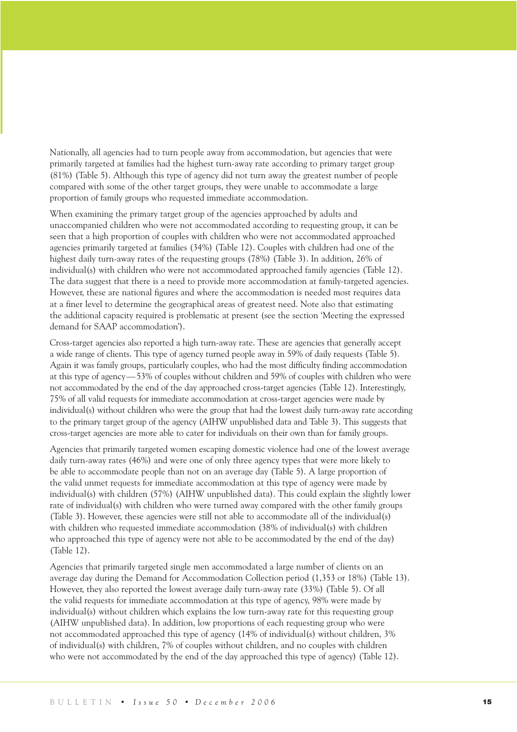Nationally, all agencies had to turn people away from accommodation, but agencies that were primarily targeted at families had the highest turn-away rate according to primary target group (81%) (Table 5). Although this type of agency did not turn away the greatest number of people compared with some of the other target groups, they were unable to accommodate a large proportion of family groups who requested immediate accommodation.

When examining the primary target group of the agencies approached by adults and unaccompanied children who were not accommodated according to requesting group, it can be seen that a high proportion of couples with children who were not accommodated approached agencies primarily targeted at families (34%) (Table 12). Couples with children had one of the highest daily turn-away rates of the requesting groups (78%) (Table 3). In addition, 26% of individual(s) with children who were not accommodated approached family agencies (Table 12). The data suggest that there is a need to provide more accommodation at family-targeted agencies. However, these are national figures and where the accommodation is needed most requires data at a finer level to determine the geographical areas of greatest need. Note also that estimating the additional capacity required is problematic at present (see the section 'Meeting the expressed demand for SAAP accommodation').

Cross-target agencies also reported a high turn-away rate. These are agencies that generally accept a wide range of clients. This type of agency turned people away in 59% of daily requests (Table 5). Again it was family groups, particularly couples, who had the most difficulty finding accommodation at this type of agency—53% of couples without children and 59% of couples with children who were not accommodated by the end of the day approached cross-target agencies (Table 12). Interestingly, 75% of all valid requests for immediate accommodation at cross-target agencies were made by individual(s) without children who were the group that had the lowest daily turn-away rate according to the primary target group of the agency (AIHW unpublished data and Table 3). This suggests that cross-target agencies are more able to cater for individuals on their own than for family groups.

Agencies that primarily targeted women escaping domestic violence had one of the lowest average daily turn-away rates (46%) and were one of only three agency types that were more likely to be able to accommodate people than not on an average day (Table 5). A large proportion of the valid unmet requests for immediate accommodation at this type of agency were made by individual(s) with children (57%) (AIHW unpublished data). This could explain the slightly lower rate of individual(s) with children who were turned away compared with the other family groups (Table 3). However, these agencies were still not able to accommodate all of the individual(s) with children who requested immediate accommodation (38% of individual(s) with children who approached this type of agency were not able to be accommodated by the end of the day) (Table 12).

Agencies that primarily targeted single men accommodated a large number of clients on an average day during the Demand for Accommodation Collection period (1,353 or 18%) (Table 13). However, they also reported the lowest average daily turn-away rate (33%) (Table 5). Of all the valid requests for immediate accommodation at this type of agency, 98% were made by individual(s) without children which explains the low turn-away rate for this requesting group (AIHW unpublished data). In addition, low proportions of each requesting group who were not accommodated approached this type of agency (14% of individual(s) without children, 3% of individual(s) with children, 7% of couples without children, and no couples with children who were not accommodated by the end of the day approached this type of agency) (Table 12).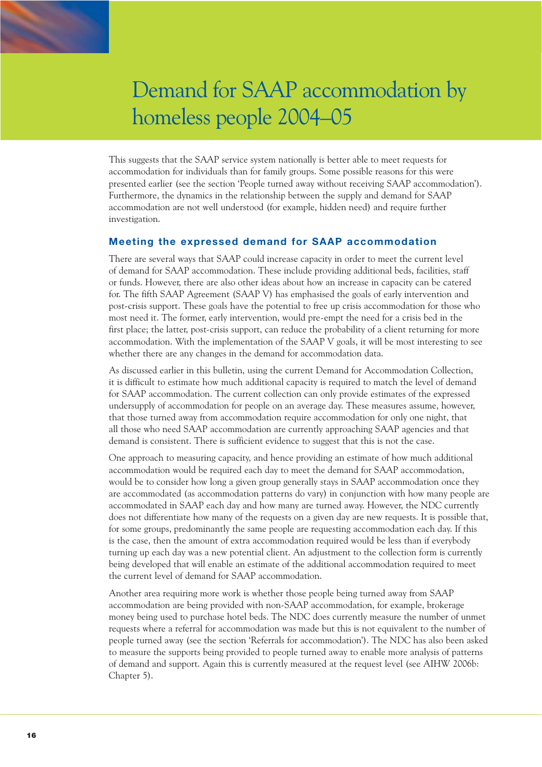# Demand for SAAP accommodation by homeless people 2004–05

This suggests that the SAAP service system nationally is better able to meet requests for accommodation for individuals than for family groups. Some possible reasons for this were presented earlier (see the section 'People turned away without receiving SAAP accommodation'). Furthermore, the dynamics in the relationship between the supply and demand for SAAP accommodation are not well understood (for example, hidden need) and require further investigation.

## Meeting the expressed demand for SAAP accommodation

There are several ways that SAAP could increase capacity in order to meet the current level of demand for SAAP accommodation. These include providing additional beds, facilities, staff or funds. However, there are also other ideas about how an increase in capacity can be catered for. The fifth SAAP Agreement (SAAP V) has emphasised the goals of early intervention and post-crisis support. These goals have the potential to free up crisis accommodation for those who most need it. The former, early intervention, would pre-empt the need for a crisis bed in the first place; the latter, post-crisis support, can reduce the probability of a client returning for more accommodation. With the implementation of the SAAP V goals, it will be most interesting to see whether there are any changes in the demand for accommodation data.

As discussed earlier in this bulletin, using the current Demand for Accommodation Collection, it is difficult to estimate how much additional capacity is required to match the level of demand for SAAP accommodation. The current collection can only provide estimates of the expressed undersupply of accommodation for people on an average day. These measures assume, however, that those turned away from accommodation require accommodation for only one night, that all those who need SAAP accommodation are currently approaching SAAP agencies and that demand is consistent. There is sufficient evidence to suggest that this is not the case.

One approach to measuring capacity, and hence providing an estimate of how much additional accommodation would be required each day to meet the demand for SAAP accommodation, would be to consider how long a given group generally stays in SAAP accommodation once they are accommodated (as accommodation patterns do vary) in conjunction with how many people are accommodated in SAAP each day and how many are turned away. However, the NDC currently does not differentiate how many of the requests on a given day are new requests. It is possible that, for some groups, predominantly the same people are requesting accommodation each day. If this is the case, then the amount of extra accommodation required would be less than if everybody turning up each day was a new potential client. An adjustment to the collection form is currently being developed that will enable an estimate of the additional accommodation required to meet the current level of demand for SAAP accommodation.

Another area requiring more work is whether those people being turned away from SAAP accommodation are being provided with non-SAAP accommodation, for example, brokerage money being used to purchase hotel beds. The NDC does currently measure the number of unmet requests where a referral for accommodation was made but this is not equivalent to the number of people turned away (see the section 'Referrals for accommodation'). The NDC has also been asked to measure the supports being provided to people turned away to enable more analysis of patterns of demand and support. Again this is currently measured at the request level (see AIHW 2006b: Chapter 5).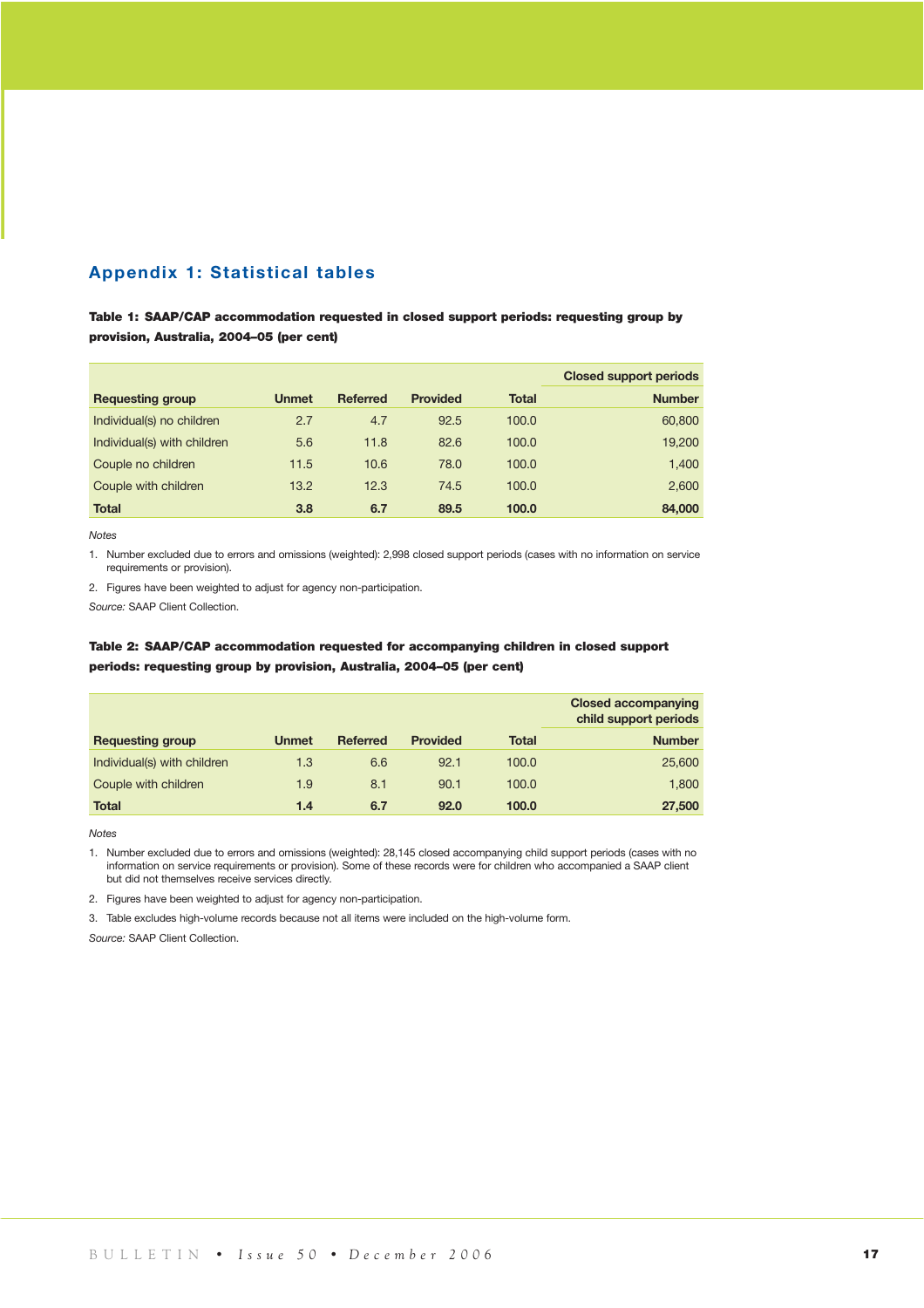## Appendix 1: Statistical tables

**Table 1: SAAP/CAP accommodation requested in closed support periods: requesting group by provision, Australia, 2004–05 (per cent)**

| | | | | | Closed support periods |
|---|---|---|---|---|---|
| **Requesting group** | **Unmet** | **Referred** | **Provided** | **Total** | **Number** |
| Individual(s) no children | 2.7 | 4.7 | 92.5 | 100.0 | 60,800 |
| Individual(s) with children | 5.6 | 11.8 | 82.6 | 100.0 | 19,200 |
| Couple no children | 11.5 | 10.6 | 78.0 | 100.0 | 1,400 |
| Couple with children | 13.2 | 12.3 | 74.5 | 100.0 | 2,600 |
| **Total** | **3.8** | **6.7** | **89.5** | **100.0** | **84,000** |

*Notes*

1. Number excluded due to errors and omissions (weighted): 2,998 closed support periods (cases with no information on service requirements or provision).
2. Figures have been weighted to adjust for agency non-participation.

*Source:* SAAP Client Collection.

**Table 2: SAAP/CAP accommodation requested for accompanying children in closed support periods: requesting group by provision, Australia, 2004–05 (per cent)**

| | | | | | Closed accompanying child support periods |
|---|---|---|---|---|---|
| **Requesting group** | **Unmet** | **Referred** | **Provided** | **Total** | **Number** |
| Individual(s) with children | 1.3 | 6.6 | 92.1 | 100.0 | 25,600 |
| Couple with children | 1.9 | 8.1 | 90.1 | 100.0 | 1,800 |
| **Total** | **1.4** | **6.7** | **92.0** | **100.0** | **27,500** |

*Notes*

1. Number excluded due to errors and omissions (weighted): 28,145 closed accompanying child support periods (cases with no information on service requirements or provision). Some of these records were for children who accompanied a SAAP client but did not themselves receive services directly.
2. Figures have been weighted to adjust for agency non-participation.
3. Table excludes high-volume records because not all items were included on the high-volume form.

*Source:* SAAP Client Collection.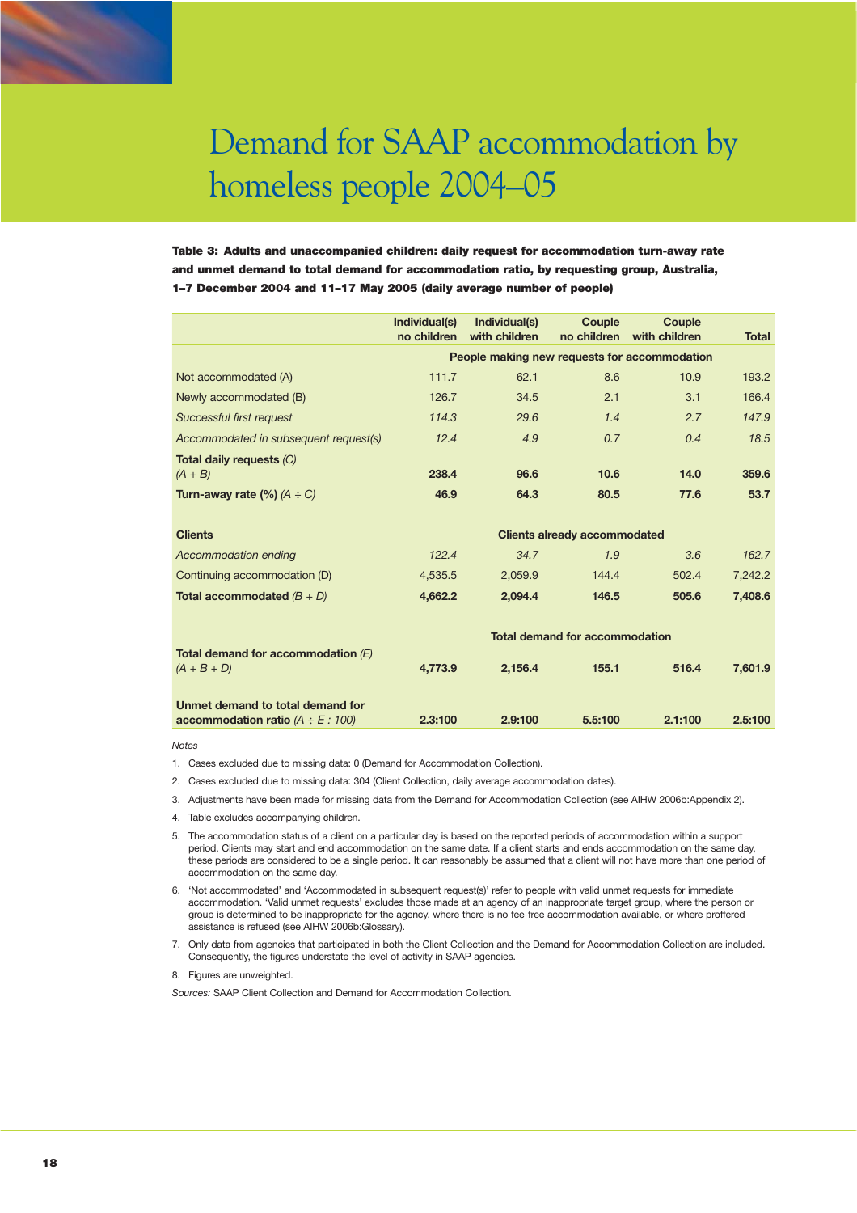# Demand for SAAP accommodation by homeless people 2004–05

**Table 3: Adults and unaccompanied children: daily request for accommodation turn-away rate and unmet demand to total demand for accommodation ratio, by requesting group, Australia, 1–7 December 2004 and 11–17 May 2005 (daily average number of people)**

| | Individual(s) no children | Individual(s) with children | Couple no children | Couple with children | Total |
|---|---|---|---|---|---|
| | People making new requests for accommodation | | | | |
| Not accommodated (A) | 111.7 | 62.1 | 8.6 | 10.9 | 193.2 |
| Newly accommodated (B) | 126.7 | 34.5 | 2.1 | 3.1 | 166.4 |
| *Successful first request* | *114.3* | *29.6* | *1.4* | *2.7* | *147.9* |
| *Accommodated in subsequent request(s)* | *12.4* | *4.9* | *0.7* | *0.4* | *18.5* |
| **Total daily requests** *(C)* *(A + B)* | **238.4** | **96.6** | **10.6** | **14.0** | **359.6** |
| **Turn-away rate (%)** *(A ÷ C)* | **46.9** | **64.3** | **80.5** | **77.6** | **53.7** |
| **Clients** | Clients already accommodated | | | | |
| *Accommodation ending* | *122.4* | *34.7* | *1.9* | *3.6* | *162.7* |
| Continuing accommodation (D) | 4,535.5 | 2,059.9 | 144.4 | 502.4 | 7,242.2 |
| **Total accommodated** *(B + D)* | **4,662.2** | **2,094.4** | **146.5** | **505.6** | **7,408.6** |
| | Total demand for accommodation | | | | |
| **Total demand for accommodation** *(E)* *(A + B + D)* | **4,773.9** | **2,156.4** | **155.1** | **516.4** | **7,601.9** |
| **Unmet demand to total demand for accommodation ratio** *(A ÷ E : 100)* | **2.3:100** | **2.9:100** | **5.5:100** | **2.1:100** | **2.5:100** |

*Notes*

1. Cases excluded due to missing data: 0 (Demand for Accommodation Collection).
2. Cases excluded due to missing data: 304 (Client Collection, daily average accommodation dates).
3. Adjustments have been made for missing data from the Demand for Accommodation Collection (see AIHW 2006b:Appendix 2).
4. Table excludes accompanying children.
5. The accommodation status of a client on a particular day is based on the reported periods of accommodation within a support period. Clients may start and end accommodation on the same date. If a client starts and ends accommodation on the same day, these periods are considered to be a single period. It can reasonably be assumed that a client will not have more than one period of accommodation on the same day.
6. 'Not accommodated' and 'Accommodated in subsequent request(s)' refer to people with valid unmet requests for immediate accommodation. 'Valid unmet requests' excludes those made at an agency of an inappropriate target group, where the person or group is determined to be inappropriate for the agency, where there is no fee-free accommodation available, or where proffered assistance is refused (see AIHW 2006b:Glossary).
7. Only data from agencies that participated in both the Client Collection and the Demand for Accommodation Collection are included. Consequently, the figures understate the level of activity in SAAP agencies.
8. Figures are unweighted.

*Sources:* SAAP Client Collection and Demand for Accommodation Collection.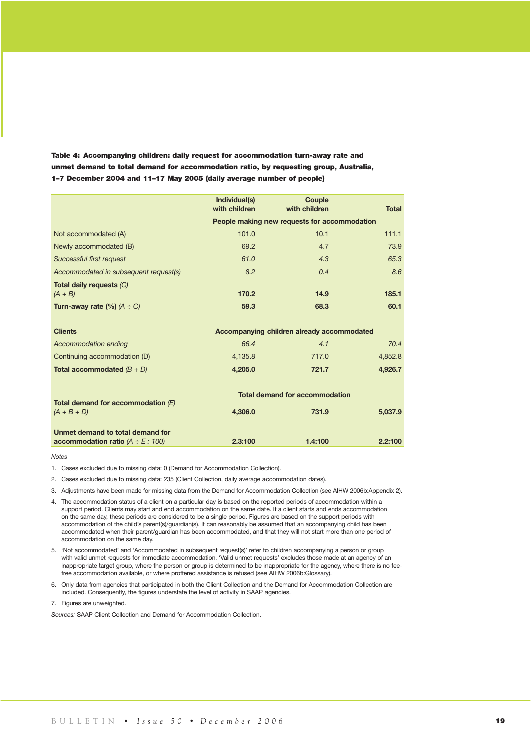**Table 4: Accompanying children: daily request for accommodation turn-away rate and unmet demand to total demand for accommodation ratio, by requesting group, Australia, 1–7 December 2004 and 11–17 May 2005 (daily average number of people)**

| | Individual(s) with children | Couple with children | Total |
|---|---|---|---|
| | **People making new requests for accommodation** | | |
| Not accommodated (A) | 101.0 | 10.1 | 111.1 |
| Newly accommodated (B) | 69.2 | 4.7 | 73.9 |
| *Successful first request* | *61.0* | *4.3* | *65.3* |
| *Accommodated in subsequent request(s)* | *8.2* | *0.4* | *8.6* |
| **Total daily requests** *(C)* *(A + B)* | **170.2** | **14.9** | **185.1** |
| **Turn-away rate (%)** *(A ÷ C)* | **59.3** | **68.3** | **60.1** |
| **Clients** | **Accompanying children already accommodated** | | |
| *Accommodation ending* | *66.4* | *4.1* | *70.4* |
| Continuing accommodation (D) | 4,135.8 | 717.0 | 4,852.8 |
| **Total accommodated** *(B + D)* | **4,205.0** | **721.7** | **4,926.7** |
| | **Total demand for accommodation** | | |
| **Total demand for accommodation** *(E)* *(A + B + D)* | **4,306.0** | **731.9** | **5,037.9** |
| **Unmet demand to total demand for accommodation ratio** *(A ÷ E : 100)* | **2.3:100** | **1.4:100** | **2.2:100** |

*Notes*

1. Cases excluded due to missing data: 0 (Demand for Accommodation Collection).
2. Cases excluded due to missing data: 235 (Client Collection, daily average accommodation dates).
3. Adjustments have been made for missing data from the Demand for Accommodation Collection (see AIHW 2006b:Appendix 2).
4. The accommodation status of a client on a particular day is based on the reported periods of accommodation within a support period. Clients may start and end accommodation on the same date. If a client starts and ends accommodation on the same day, these periods are considered to be a single period. Figures are based on the support periods with accommodation of the child's parent(s)/guardian(s). It can reasonably be assumed that an accompanying child has been accommodated when their parent/guardian has been accommodated, and that they will not start more than one period of accommodation on the same day.
5. 'Not accommodated' and 'Accommodated in subsequent request(s)' refer to children accompanying a person or group with valid unmet requests for immediate accommodation. 'Valid unmet requests' excludes those made at an agency of an inappropriate target group, where the person or group is determined to be inappropriate for the agency, where there is no fee-free accommodation available, or where proffered assistance is refused (see AIHW 2006b:Glossary).
6. Only data from agencies that participated in both the Client Collection and the Demand for Accommodation Collection are included. Consequently, the figures understate the level of activity in SAAP agencies.
7. Figures are unweighted.

*Sources:* SAAP Client Collection and Demand for Accommodation Collection.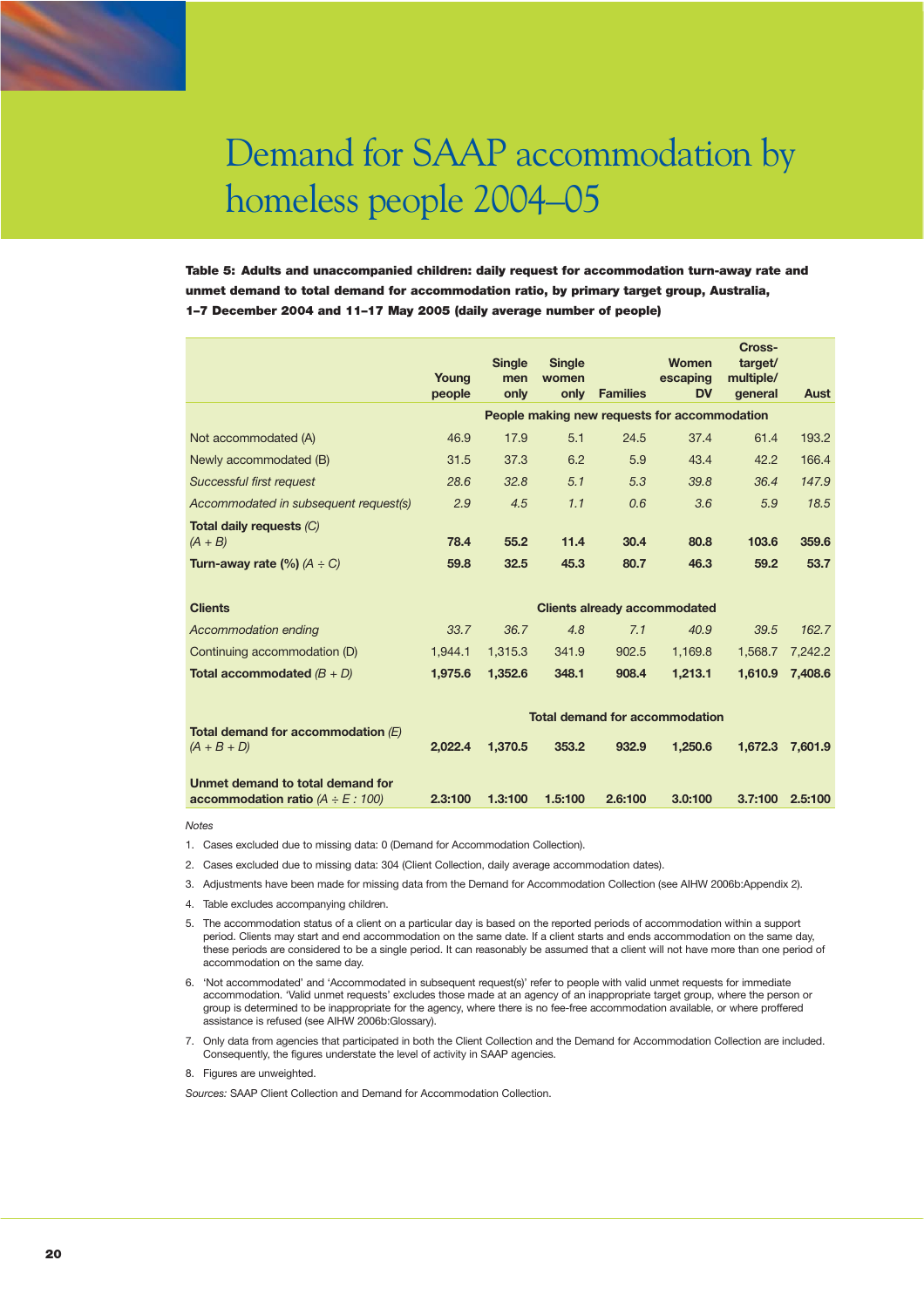# Demand for SAAP accommodation by homeless people 2004–05

**Table 5: Adults and unaccompanied children: daily request for accommodation turn-away rate and unmet demand to total demand for accommodation ratio, by primary target group, Australia, 1–7 December 2004 and 11–17 May 2005 (daily average number of people)**

| | Young people | Single men only | Single women only | Families | Women escaping DV | Cross-target/ multiple/ general | Aust |
|---|---|---|---|---|---|---|---|
| | **People making new requests for accommodation** | | | | | | |
| Not accommodated (A) | 46.9 | 17.9 | 5.1 | 24.5 | 37.4 | 61.4 | 193.2 |
| Newly accommodated (B) | 31.5 | 37.3 | 6.2 | 5.9 | 43.4 | 42.2 | 166.4 |
| *Successful first request* | *28.6* | *32.8* | *5.1* | *5.3* | *39.8* | *36.4* | *147.9* |
| *Accommodated in subsequent request(s)* | *2.9* | *4.5* | *1.1* | *0.6* | *3.6* | *5.9* | *18.5* |
| **Total daily requests** *(C) (A + B)* | **78.4** | **55.2** | **11.4** | **30.4** | **80.8** | **103.6** | **359.6** |
| **Turn-away rate (%)** *(A ÷ C)* | **59.8** | **32.5** | **45.3** | **80.7** | **46.3** | **59.2** | **53.7** |
| **Clients** | **Clients already accommodated** | | | | | | |
| *Accommodation ending* | *33.7* | *36.7* | *4.8* | *7.1* | *40.9* | *39.5* | *162.7* |
| Continuing accommodation (D) | 1,944.1 | 1,315.3 | 341.9 | 902.5 | 1,169.8 | 1,568.7 | 7,242.2 |
| **Total accommodated** *(B + D)* | **1,975.6** | **1,352.6** | **348.1** | **908.4** | **1,213.1** | **1,610.9** | **7,408.6** |
| | **Total demand for accommodation** | | | | | | |
| **Total demand for accommodation** *(E) (A + B + D)* | **2,022.4** | **1,370.5** | **353.2** | **932.9** | **1,250.6** | **1,672.3** | **7,601.9** |
| **Unmet demand to total demand for accommodation ratio** *(A ÷ E : 100)* | **2.3:100** | **1.3:100** | **1.5:100** | **2.6:100** | **3.0:100** | **3.7:100** | **2.5:100** |

*Notes*

1. Cases excluded due to missing data: 0 (Demand for Accommodation Collection).
2. Cases excluded due to missing data: 304 (Client Collection, daily average accommodation dates).
3. Adjustments have been made for missing data from the Demand for Accommodation Collection (see AIHW 2006b:Appendix 2).
4. Table excludes accompanying children.
5. The accommodation status of a client on a particular day is based on the reported periods of accommodation within a support period. Clients may start and end accommodation on the same date. If a client starts and ends accommodation on the same day, these periods are considered to be a single period. It can reasonably be assumed that a client will not have more than one period of accommodation on the same day.
6. 'Not accommodated' and 'Accommodated in subsequent request(s)' refer to people with valid unmet requests for immediate accommodation. 'Valid unmet requests' excludes those made at an agency of an inappropriate target group, where the person or group is determined to be inappropriate for the agency, where there is no fee-free accommodation available, or where proffered assistance is refused (see AIHW 2006b:Glossary).
7. Only data from agencies that participated in both the Client Collection and the Demand for Accommodation Collection are included. Consequently, the figures understate the level of activity in SAAP agencies.
8. Figures are unweighted.

*Sources:* SAAP Client Collection and Demand for Accommodation Collection.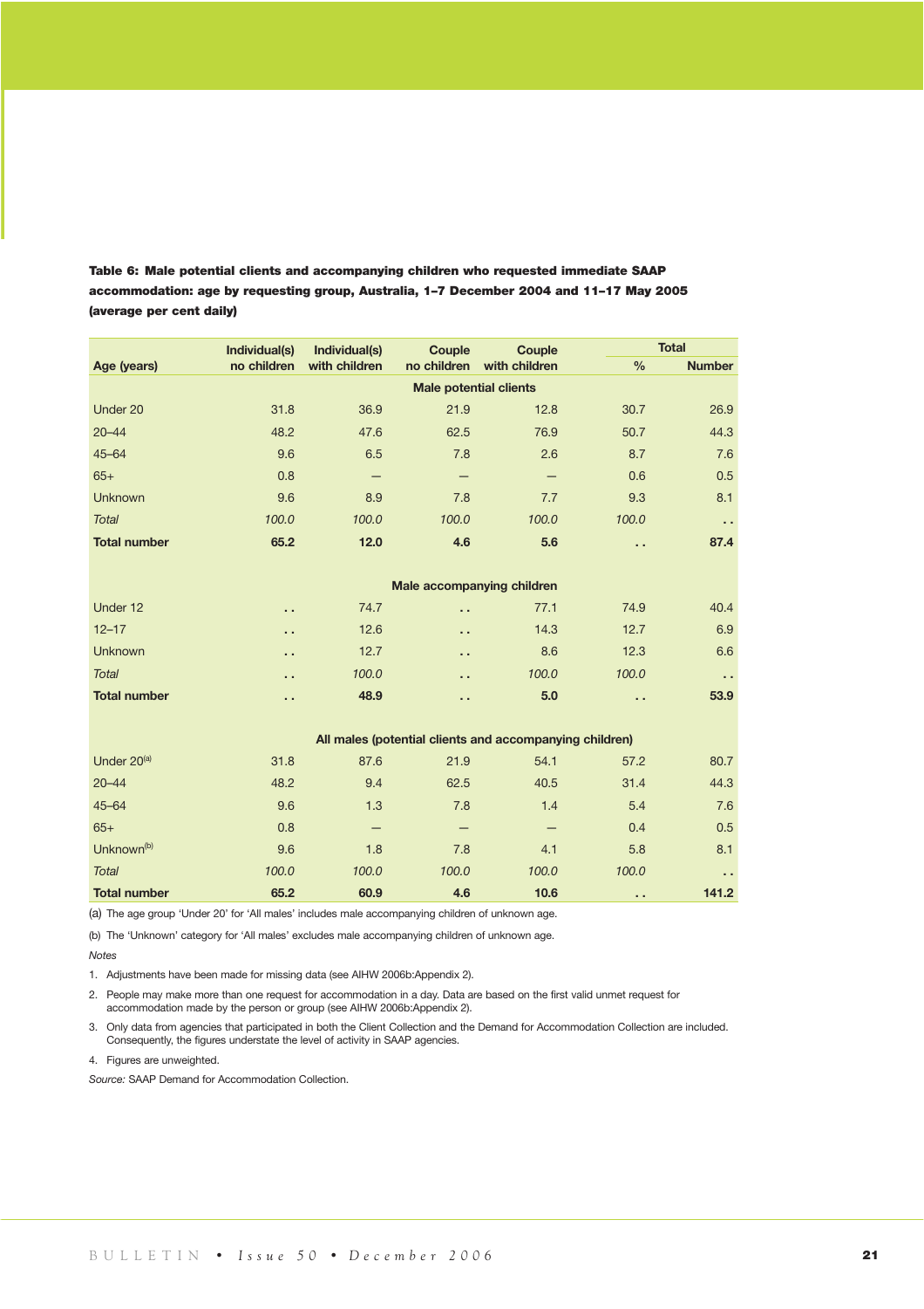**Table 6: Male potential clients and accompanying children who requested immediate SAAP accommodation: age by requesting group, Australia, 1–7 December 2004 and 11–17 May 2005 (average per cent daily)**

| Age (years) | Individual(s) no children | Individual(s) with children | Couple no children | Couple with children | Total % | Total Number |
|---|---|---|---|---|---|---|
| | | | **Male potential clients** | | | |
| Under 20 | 31.8 | 36.9 | 21.9 | 12.8 | 30.7 | 26.9 |
| 20–44 | 48.2 | 47.6 | 62.5 | 76.9 | 50.7 | 44.3 |
| 45–64 | 9.6 | 6.5 | 7.8 | 2.6 | 8.7 | 7.6 |
| 65+ | 0.8 | — | — | — | 0.6 | 0.5 |
| Unknown | 9.6 | 8.9 | 7.8 | 7.7 | 9.3 | 8.1 |
| *Total* | *100.0* | *100.0* | *100.0* | *100.0* | *100.0* | . . |
| **Total number** | **65.2** | **12.0** | **4.6** | **5.6** | . . | **87.4** |
| | | | **Male accompanying children** | | | |
| Under 12 | . . | 74.7 | . . | 77.1 | 74.9 | 40.4 |
| 12–17 | . . | 12.6 | . . | 14.3 | 12.7 | 6.9 |
| Unknown | . . | 12.7 | . . | 8.6 | 12.3 | 6.6 |
| *Total* | . . | *100.0* | . . | *100.0* | *100.0* | . . |
| **Total number** | . . | **48.9** | . . | **5.0** | . . | **53.9** |
| | | | **All males (potential clients and accompanying children)** | | | |
| Under 20[(a)] | 31.8 | 87.6 | 21.9 | 54.1 | 57.2 | 80.7 |
| 20–44 | 48.2 | 9.4 | 62.5 | 40.5 | 31.4 | 44.3 |
| 45–64 | 9.6 | 1.3 | 7.8 | 1.4 | 5.4 | 7.6 |
| 65+ | 0.8 | — | — | — | 0.4 | 0.5 |
| Unknown[(b)] | 9.6 | 1.8 | 7.8 | 4.1 | 5.8 | 8.1 |
| *Total* | *100.0* | *100.0* | *100.0* | *100.0* | *100.0* | . . |
| **Total number** | **65.2** | **60.9** | **4.6** | **10.6** | . . | **141.2** |

(a) The age group 'Under 20' for 'All males' includes male accompanying children of unknown age.

(b) The 'Unknown' category for 'All males' excludes male accompanying children of unknown age.

*Notes*

1. Adjustments have been made for missing data (see AIHW 2006b:Appendix 2).
2. People may make more than one request for accommodation in a day. Data are based on the first valid unmet request for accommodation made by the person or group (see AIHW 2006b:Appendix 2).
3. Only data from agencies that participated in both the Client Collection and the Demand for Accommodation Collection are included. Consequently, the figures understate the level of activity in SAAP agencies.
4. Figures are unweighted.

*Source:* SAAP Demand for Accommodation Collection.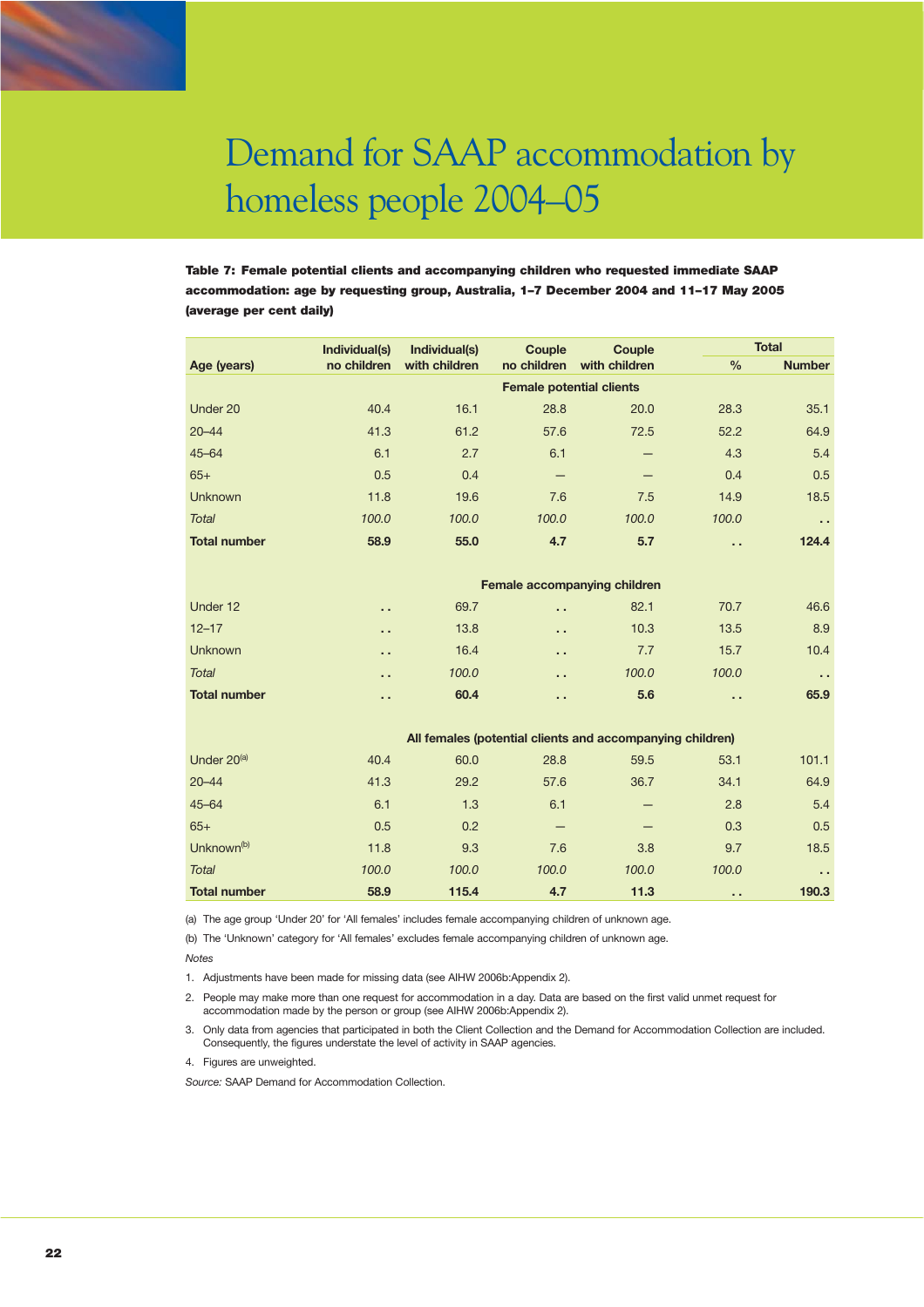# Demand for SAAP accommodation by homeless people 2004–05

**Table 7: Female potential clients and accompanying children who requested immediate SAAP accommodation: age by requesting group, Australia, 1–7 December 2004 and 11–17 May 2005 (average per cent daily)**

| Age (years) | Individual(s) no children | Individual(s) with children | Couple no children | Couple with children | Total | |
|---|---|---|---|---|---|---|
| | | | | | % | Number |
| | | | **Female potential clients** | | | |
| Under 20 | 40.4 | 16.1 | 28.8 | 20.0 | 28.3 | 35.1 |
| 20–44 | 41.3 | 61.2 | 57.6 | 72.5 | 52.2 | 64.9 |
| 45–64 | 6.1 | 2.7 | 6.1 | — | 4.3 | 5.4 |
| 65+ | 0.5 | 0.4 | — | — | 0.4 | 0.5 |
| Unknown | 11.8 | 19.6 | 7.6 | 7.5 | 14.9 | 18.5 |
| *Total* | *100.0* | *100.0* | *100.0* | *100.0* | *100.0* | . . |
| **Total number** | **58.9** | **55.0** | **4.7** | **5.7** | . . | **124.4** |
| | | | **Female accompanying children** | | | |
| Under 12 | . . | 69.7 | . . | 82.1 | 70.7 | 46.6 |
| 12–17 | . . | 13.8 | . . | 10.3 | 13.5 | 8.9 |
| Unknown | . . | 16.4 | . . | 7.7 | 15.7 | 10.4 |
| *Total* | . . | *100.0* | . . | *100.0* | *100.0* | . . |
| **Total number** | . . | **60.4** | . . | **5.6** | . . | **65.9** |
| | | | **All females (potential clients and accompanying children)** | | | |
| Under 20[(a)] | 40.4 | 60.0 | 28.8 | 59.5 | 53.1 | 101.1 |
| 20–44 | 41.3 | 29.2 | 57.6 | 36.7 | 34.1 | 64.9 |
| 45–64 | 6.1 | 1.3 | 6.1 | — | 2.8 | 5.4 |
| 65+ | 0.5 | 0.2 | — | — | 0.3 | 0.5 |
| Unknown[(b)] | 11.8 | 9.3 | 7.6 | 3.8 | 9.7 | 18.5 |
| *Total* | *100.0* | *100.0* | *100.0* | *100.0* | *100.0* | . . |
| **Total number** | **58.9** | **115.4** | **4.7** | **11.3** | . . | **190.3** |

(a) The age group ‘Under 20’ for ‘All females’ includes female accompanying children of unknown age.

(b) The ‘Unknown’ category for ‘All females’ excludes female accompanying children of unknown age.

*Notes*

1. Adjustments have been made for missing data (see AIHW 2006b:Appendix 2).
2. People may make more than one request for accommodation in a day. Data are based on the first valid unmet request for accommodation made by the person or group (see AIHW 2006b:Appendix 2).
3. Only data from agencies that participated in both the Client Collection and the Demand for Accommodation Collection are included. Consequently, the figures understate the level of activity in SAAP agencies.
4. Figures are unweighted.

*Source:* SAAP Demand for Accommodation Collection.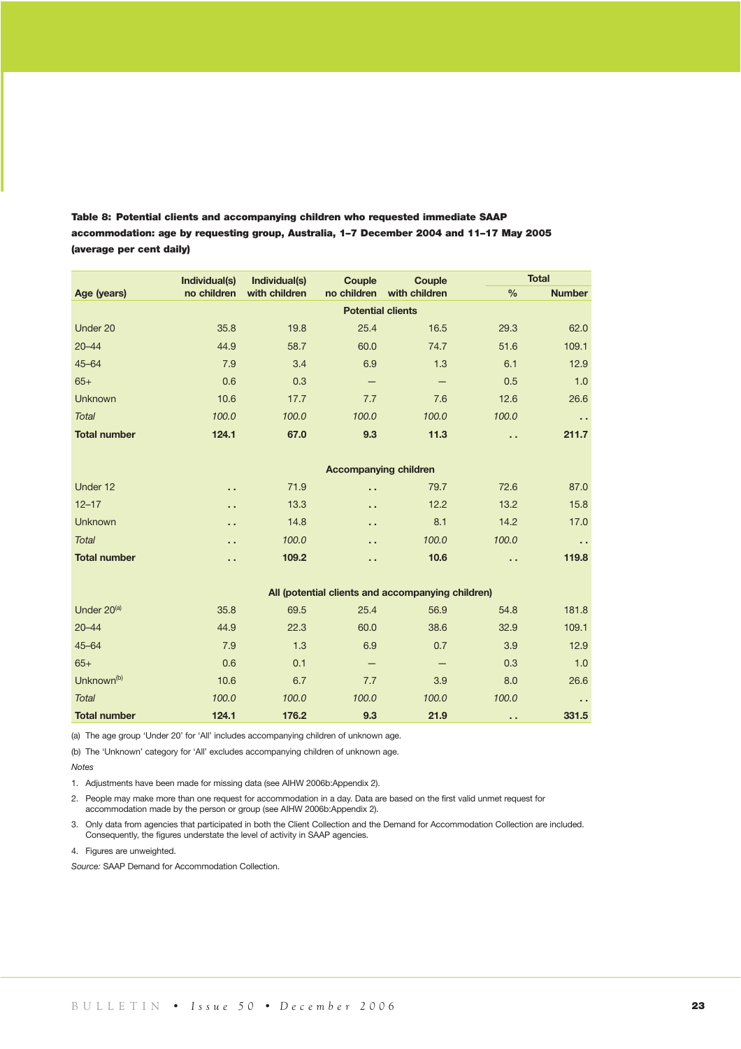**Table 8: Potential clients and accompanying children who requested immediate SAAP accommodation: age by requesting group, Australia, 1–7 December 2004 and 11–17 May 2005 (average per cent daily)**

| Age (years) | Individual(s) no children | Individual(s) with children | Couple no children | Couple with children | Total % | Total Number |
|---|---|---|---|---|---|---|
| | | | **Potential clients** | | | |
| Under 20 | 35.8 | 19.8 | 25.4 | 16.5 | 29.3 | 62.0 |
| 20–44 | 44.9 | 58.7 | 60.0 | 74.7 | 51.6 | 109.1 |
| 45–64 | 7.9 | 3.4 | 6.9 | 1.3 | 6.1 | 12.9 |
| 65+ | 0.6 | 0.3 | — | — | 0.5 | 1.0 |
| Unknown | 10.6 | 17.7 | 7.7 | 7.6 | 12.6 | 26.6 |
| *Total* | *100.0* | *100.0* | *100.0* | *100.0* | *100.0* | . . |
| **Total number** | **124.1** | **67.0** | **9.3** | **11.3** | . . | **211.7** |
| | | | **Accompanying children** | | | |
| Under 12 | . . | 71.9 | . . | 79.7 | 72.6 | 87.0 |
| 12–17 | . . | 13.3 | . . | 12.2 | 13.2 | 15.8 |
| Unknown | . . | 14.8 | . . | 8.1 | 14.2 | 17.0 |
| *Total* | . . | *100.0* | . . | *100.0* | *100.0* | . . |
| **Total number** | . . | **109.2** | . . | **10.6** | . . | **119.8** |
| | | | **All (potential clients and accompanying children)** | | | |
| Under 20[(a)] | 35.8 | 69.5 | 25.4 | 56.9 | 54.8 | 181.8 |
| 20–44 | 44.9 | 22.3 | 60.0 | 38.6 | 32.9 | 109.1 |
| 45–64 | 7.9 | 1.3 | 6.9 | 0.7 | 3.9 | 12.9 |
| 65+ | 0.6 | 0.1 | — | — | 0.3 | 1.0 |
| Unknown[(b)] | 10.6 | 6.7 | 7.7 | 3.9 | 8.0 | 26.6 |
| *Total* | *100.0* | *100.0* | *100.0* | *100.0* | *100.0* | . . |
| **Total number** | **124.1** | **176.2** | **9.3** | **21.9** | . . | **331.5** |

(a) The age group 'Under 20' for 'All' includes accompanying children of unknown age.

(b) The 'Unknown' category for 'All' excludes accompanying children of unknown age.

*Notes*

1. Adjustments have been made for missing data (see AIHW 2006b:Appendix 2).
2. People may make more than one request for accommodation in a day. Data are based on the first valid unmet request for accommodation made by the person or group (see AIHW 2006b:Appendix 2).
3. Only data from agencies that participated in both the Client Collection and the Demand for Accommodation Collection are included. Consequently, the figures understate the level of activity in SAAP agencies.
4. Figures are unweighted.

*Source:* SAAP Demand for Accommodation Collection.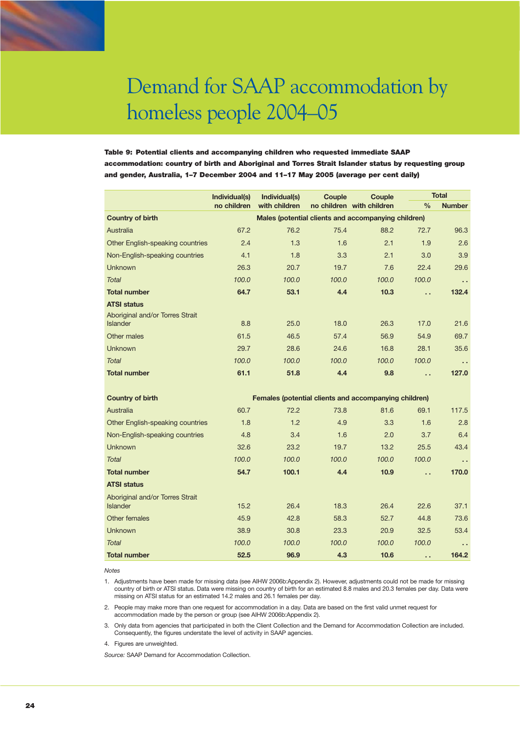# Demand for SAAP accommodation by homeless people 2004–05

**Table 9: Potential clients and accompanying children who requested immediate SAAP accommodation: country of birth and Aboriginal and Torres Strait Islander status by requesting group and gender, Australia, 1–7 December 2004 and 11–17 May 2005 (average per cent daily)**

| | Individual(s) no children | Individual(s) with children | Couple no children | Couple with children | Total % | Total Number |
|---|---|---|---|---|---|---|
| **Country of birth** | **Males (potential clients and accompanying children)** | | | | | |
| Australia | 67.2 | 76.2 | 75.4 | 88.2 | 72.7 | 96.3 |
| Other English-speaking countries | 2.4 | 1.3 | 1.6 | 2.1 | 1.9 | 2.6 |
| Non-English-speaking countries | 4.1 | 1.8 | 3.3 | 2.1 | 3.0 | 3.9 |
| Unknown | 26.3 | 20.7 | 19.7 | 7.6 | 22.4 | 29.6 |
| *Total* | *100.0* | *100.0* | *100.0* | *100.0* | *100.0* | . . |
| **Total number** | **64.7** | **53.1** | **4.4** | **10.3** | . . | **132.4** |
| **ATSI status** | | | | | | |
| Aboriginal and/or Torres Strait Islander | 8.8 | 25.0 | 18.0 | 26.3 | 17.0 | 21.6 |
| Other males | 61.5 | 46.5 | 57.4 | 56.9 | 54.9 | 69.7 |
| Unknown | 29.7 | 28.6 | 24.6 | 16.8 | 28.1 | 35.6 |
| *Total* | *100.0* | *100.0* | *100.0* | *100.0* | *100.0* | . . |
| **Total number** | **61.1** | **51.8** | **4.4** | **9.8** | . . | **127.0** |
| **Country of birth** | **Females (potential clients and accompanying children)** | | | | | |
| Australia | 60.7 | 72.2 | 73.8 | 81.6 | 69.1 | 117.5 |
| Other English-speaking countries | 1.8 | 1.2 | 4.9 | 3.3 | 1.6 | 2.8 |
| Non-English-speaking countries | 4.8 | 3.4 | 1.6 | 2.0 | 3.7 | 6.4 |
| Unknown | 32.6 | 23.2 | 19.7 | 13.2 | 25.5 | 43.4 |
| *Total* | *100.0* | *100.0* | *100.0* | *100.0* | *100.0* | . . |
| **Total number** | **54.7** | **100.1** | **4.4** | **10.9** | . . | **170.0** |
| **ATSI status** | | | | | | |
| Aboriginal and/or Torres Strait Islander | 15.2 | 26.4 | 18.3 | 26.4 | 22.6 | 37.1 |
| Other females | 45.9 | 42.8 | 58.3 | 52.7 | 44.8 | 73.6 |
| Unknown | 38.9 | 30.8 | 23.3 | 20.9 | 32.5 | 53.4 |
| *Total* | *100.0* | *100.0* | *100.0* | *100.0* | *100.0* | . . |
| **Total number** | **52.5** | **96.9** | **4.3** | **10.6** | . . | **164.2** |

*Notes*

1. Adjustments have been made for missing data (see AIHW 2006b:Appendix 2). However, adjustments could not be made for missing country of birth or ATSI status. Data were missing on country of birth for an estimated 8.8 males and 20.3 females per day. Data were missing on ATSI status for an estimated 14.2 males and 26.1 females per day.
2. People may make more than one request for accommodation in a day. Data are based on the first valid unmet request for accommodation made by the person or group (see AIHW 2006b:Appendix 2).
3. Only data from agencies that participated in both the Client Collection and the Demand for Accommodation Collection are included. Consequently, the figures understate the level of activity in SAAP agencies.
4. Figures are unweighted.

*Source:* SAAP Demand for Accommodation Collection.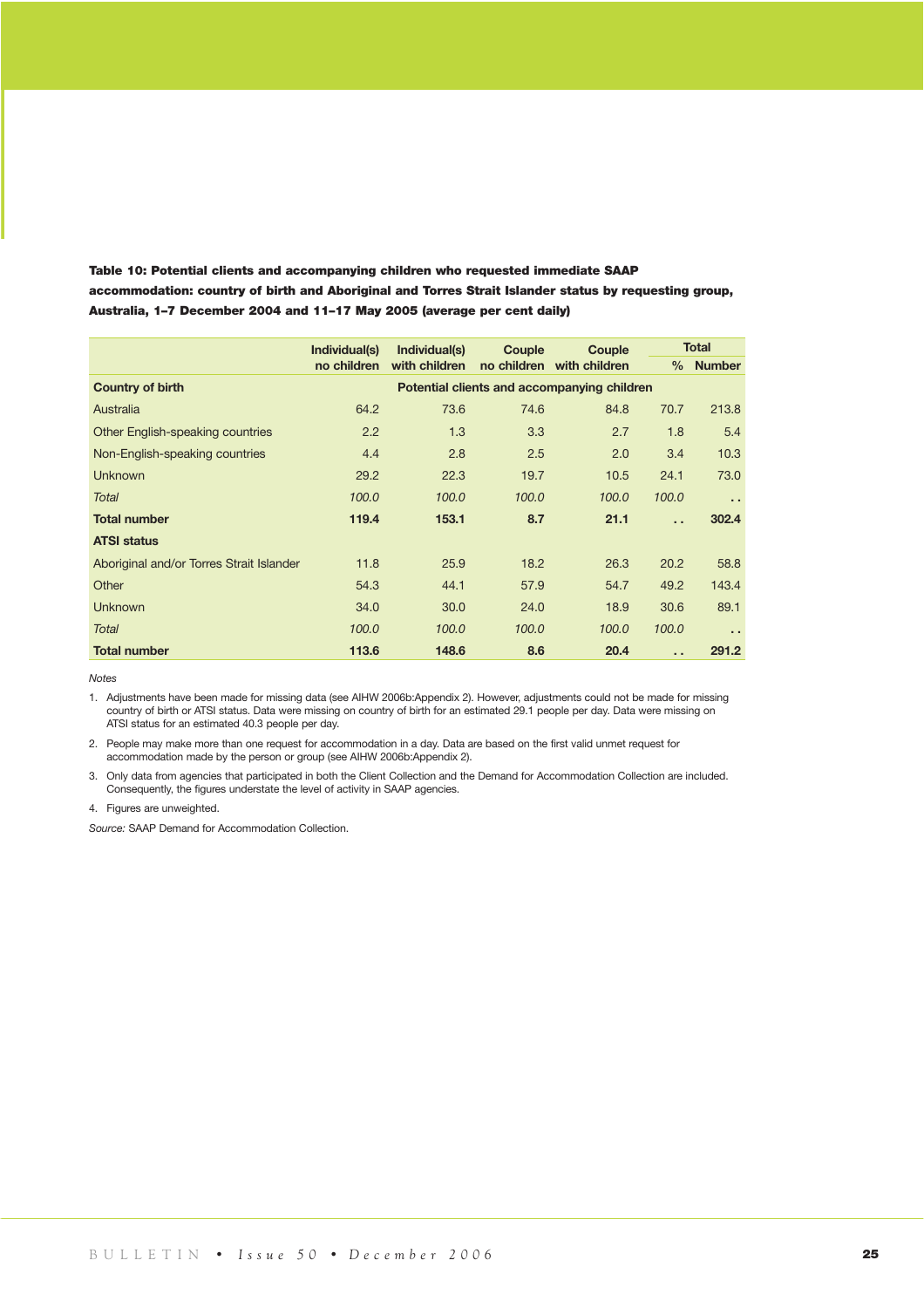**Table 10: Potential clients and accompanying children who requested immediate SAAP accommodation: country of birth and Aboriginal and Torres Strait Islander status by requesting group, Australia, 1–7 December 2004 and 11–17 May 2005 (average per cent daily)**

| | Individual(s) no children | Individual(s) with children | Couple no children | Couple with children | Total | |
|---|---|---|---|---|---|---|
| | | | | | % | Number |
| **Country of birth** | **Potential clients and accompanying children** | | | | | |
| Australia | 64.2 | 73.6 | 74.6 | 84.8 | 70.7 | 213.8 |
| Other English-speaking countries | 2.2 | 1.3 | 3.3 | 2.7 | 1.8 | 5.4 |
| Non-English-speaking countries | 4.4 | 2.8 | 2.5 | 2.0 | 3.4 | 10.3 |
| Unknown | 29.2 | 22.3 | 19.7 | 10.5 | 24.1 | 73.0 |
| *Total* | *100.0* | *100.0* | *100.0* | *100.0* | *100.0* | . . |
| **Total number** | **119.4** | **153.1** | **8.7** | **21.1** | . . | **302.4** |
| **ATSI status** | | | | | | |
| Aboriginal and/or Torres Strait Islander | 11.8 | 25.9 | 18.2 | 26.3 | 20.2 | 58.8 |
| Other | 54.3 | 44.1 | 57.9 | 54.7 | 49.2 | 143.4 |
| Unknown | 34.0 | 30.0 | 24.0 | 18.9 | 30.6 | 89.1 |
| *Total* | *100.0* | *100.0* | *100.0* | *100.0* | *100.0* | . . |
| **Total number** | **113.6** | **148.6** | **8.6** | **20.4** | . . | **291.2** |

*Notes*

1. Adjustments have been made for missing data (see AIHW 2006b:Appendix 2). However, adjustments could not be made for missing country of birth or ATSI status. Data were missing on country of birth for an estimated 29.1 people per day. Data were missing on ATSI status for an estimated 40.3 people per day.
2. People may make more than one request for accommodation in a day. Data are based on the first valid unmet request for accommodation made by the person or group (see AIHW 2006b:Appendix 2).
3. Only data from agencies that participated in both the Client Collection and the Demand for Accommodation Collection are included. Consequently, the figures understate the level of activity in SAAP agencies.
4. Figures are unweighted.

*Source:* SAAP Demand for Accommodation Collection.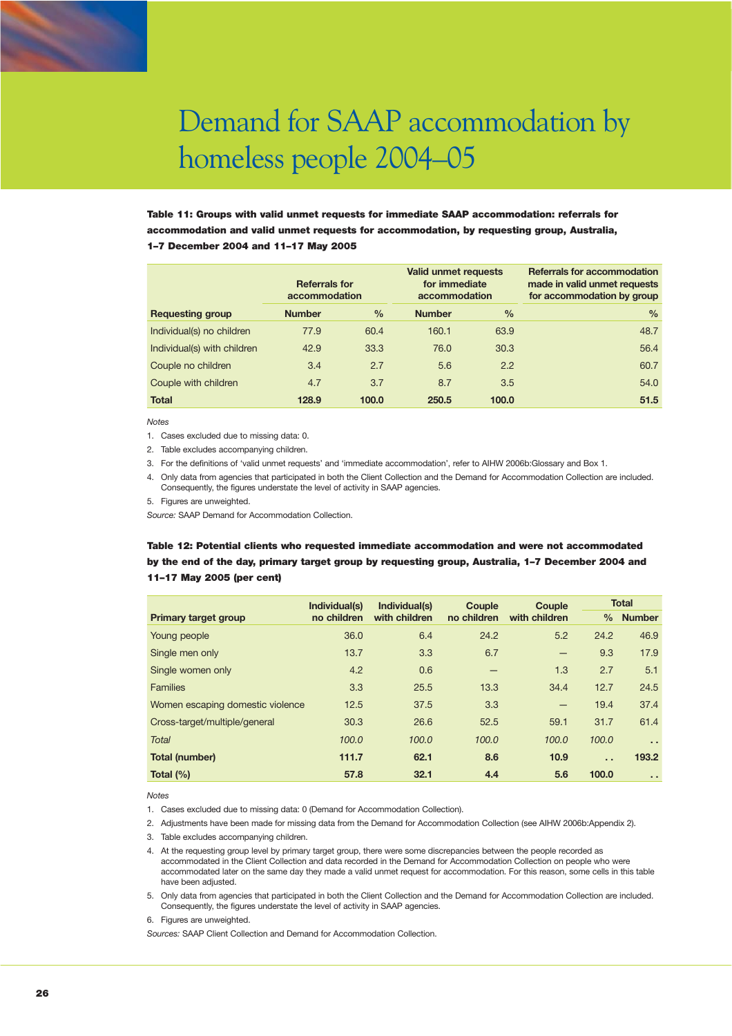# Demand for SAAP accommodation by homeless people 2004–05

**Table 11: Groups with valid unmet requests for immediate SAAP accommodation: referrals for accommodation and valid unmet requests for accommodation, by requesting group, Australia, 1–7 December 2004 and 11–17 May 2005**

| Requesting group | Referrals for accommodation | | Valid unmet requests for immediate accommodation | | Referrals for accommodation made in valid unmet requests for accommodation by group |
|---|---|---|---|---|---|
| | Number | % | Number | % | % |
| Individual(s) no children | 77.9 | 60.4 | 160.1 | 63.9 | 48.7 |
| Individual(s) with children | 42.9 | 33.3 | 76.0 | 30.3 | 56.4 |
| Couple no children | 3.4 | 2.7 | 5.6 | 2.2 | 60.7 |
| Couple with children | 4.7 | 3.7 | 8.7 | 3.5 | 54.0 |
| **Total** | **128.9** | **100.0** | **250.5** | **100.0** | **51.5** |

*Notes*

1. Cases excluded due to missing data: 0.
2. Table excludes accompanying children.
3. For the definitions of 'valid unmet requests' and 'immediate accommodation', refer to AIHW 2006b:Glossary and Box 1.
4. Only data from agencies that participated in both the Client Collection and the Demand for Accommodation Collection are included. Consequently, the figures understate the level of activity in SAAP agencies.
5. Figures are unweighted.

*Source:* SAAP Demand for Accommodation Collection.

**Table 12: Potential clients who requested immediate accommodation and were not accommodated by the end of the day, primary target group by requesting group, Australia, 1–7 December 2004 and 11–17 May 2005 (per cent)**

| Primary target group | Individual(s) no children | Individual(s) with children | Couple no children | Couple with children | Total | |
|---|---|---|---|---|---|---|
| | | | | | % | Number |
| Young people | 36.0 | 6.4 | 24.2 | 5.2 | 24.2 | 46.9 |
| Single men only | 13.7 | 3.3 | 6.7 | — | 9.3 | 17.9 |
| Single women only | 4.2 | 0.6 | — | 1.3 | 2.7 | 5.1 |
| Families | 3.3 | 25.5 | 13.3 | 34.4 | 12.7 | 24.5 |
| Women escaping domestic violence | 12.5 | 37.5 | 3.3 | — | 19.4 | 37.4 |
| Cross-target/multiple/general | 30.3 | 26.6 | 52.5 | 59.1 | 31.7 | 61.4 |
| *Total* | *100.0* | *100.0* | *100.0* | *100.0* | *100.0* | . . |
| **Total (number)** | **111.7** | **62.1** | **8.6** | **10.9** | **. .** | **193.2** |
| **Total (%)** | **57.8** | **32.1** | **4.4** | **5.6** | **100.0** | **. .** |

*Notes*

1. Cases excluded due to missing data: 0 (Demand for Accommodation Collection).
2. Adjustments have been made for missing data from the Demand for Accommodation Collection (see AIHW 2006b:Appendix 2).
3. Table excludes accompanying children.
4. At the requesting group level by primary target group, there were some discrepancies between the people recorded as accommodated in the Client Collection and data recorded in the Demand for Accommodation Collection on people who were accommodated later on the same day they made a valid unmet request for accommodation. For this reason, some cells in this table have been adjusted.
5. Only data from agencies that participated in both the Client Collection and the Demand for Accommodation Collection are included. Consequently, the figures understate the level of activity in SAAP agencies.
6. Figures are unweighted.

*Sources:* SAAP Client Collection and Demand for Accommodation Collection.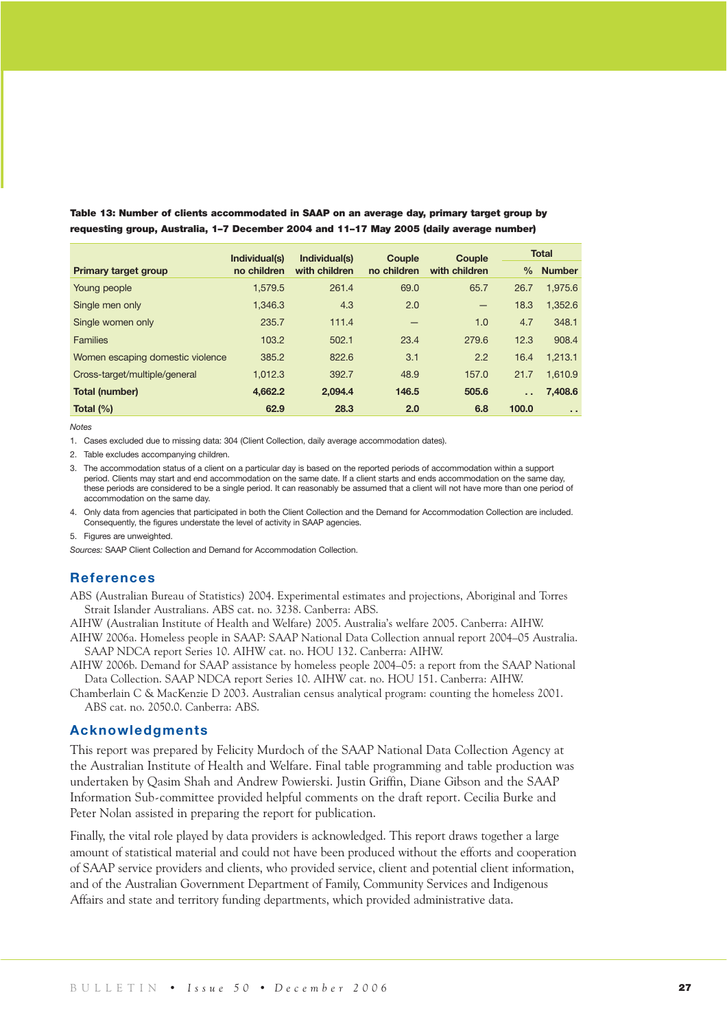**Table 13: Number of clients accommodated in SAAP on an average day, primary target group by requesting group, Australia, 1–7 December 2004 and 11–17 May 2005 (daily average number)**

| Primary target group | Individual(s) no children | Individual(s) with children | Couple no children | Couple with children | Total | |
|---|---|---|---|---|---|---|
| | | | | | % | Number |
| Young people | 1,579.5 | 261.4 | 69.0 | 65.7 | 26.7 | 1,975.6 |
| Single men only | 1,346.3 | 4.3 | 2.0 | — | 18.3 | 1,352.6 |
| Single women only | 235.7 | 111.4 | — | 1.0 | 4.7 | 348.1 |
| Families | 103.2 | 502.1 | 23.4 | 279.6 | 12.3 | 908.4 |
| Women escaping domestic violence | 385.2 | 822.6 | 3.1 | 2.2 | 16.4 | 1,213.1 |
| Cross-target/multiple/general | 1,012.3 | 392.7 | 48.9 | 157.0 | 21.7 | 1,610.9 |
| **Total (number)** | **4,662.2** | **2,094.4** | **146.5** | **505.6** | **. .** | **7,408.6** |
| **Total (%)** | **62.9** | **28.3** | **2.0** | **6.8** | **100.0** | **. .** |

*Notes*

1. Cases excluded due to missing data: 304 (Client Collection, daily average accommodation dates).
2. Table excludes accompanying children.
3. The accommodation status of a client on a particular day is based on the reported periods of accommodation within a support period. Clients may start and end accommodation on the same date. If a client starts and ends accommodation on the same day, these periods are considered to be a single period. It can reasonably be assumed that a client will not have more than one period of accommodation on the same day.
4. Only data from agencies that participated in both the Client Collection and the Demand for Accommodation Collection are included. Consequently, the figures understate the level of activity in SAAP agencies.
5. Figures are unweighted.

*Sources:* SAAP Client Collection and Demand for Accommodation Collection.

## References

ABS (Australian Bureau of Statistics) 2004. Experimental estimates and projections, Aboriginal and Torres Strait Islander Australians. ABS cat. no. 3238. Canberra: ABS.

AIHW (Australian Institute of Health and Welfare) 2005. Australia's welfare 2005. Canberra: AIHW.

AIHW 2006a. Homeless people in SAAP: SAAP National Data Collection annual report 2004–05 Australia. SAAP NDCA report Series 10. AIHW cat. no. HOU 132. Canberra: AIHW.

AIHW 2006b. Demand for SAAP assistance by homeless people 2004–05: a report from the SAAP National Data Collection. SAAP NDCA report Series 10. AIHW cat. no. HOU 151. Canberra: AIHW.

Chamberlain C & MacKenzie D 2003. Australian census analytical program: counting the homeless 2001. ABS cat. no. 2050.0. Canberra: ABS.

## Acknowledgments

This report was prepared by Felicity Murdoch of the SAAP National Data Collection Agency at the Australian Institute of Health and Welfare. Final table programming and table production was undertaken by Qasim Shah and Andrew Powierski. Justin Griffin, Diane Gibson and the SAAP Information Sub-committee provided helpful comments on the draft report. Cecilia Burke and Peter Nolan assisted in preparing the report for publication.

Finally, the vital role played by data providers is acknowledged. This report draws together a large amount of statistical material and could not have been produced without the efforts and cooperation of SAAP service providers and clients, who provided service, client and potential client information, and of the Australian Government Department of Family, Community Services and Indigenous Affairs and state and territory funding departments, which provided administrative data.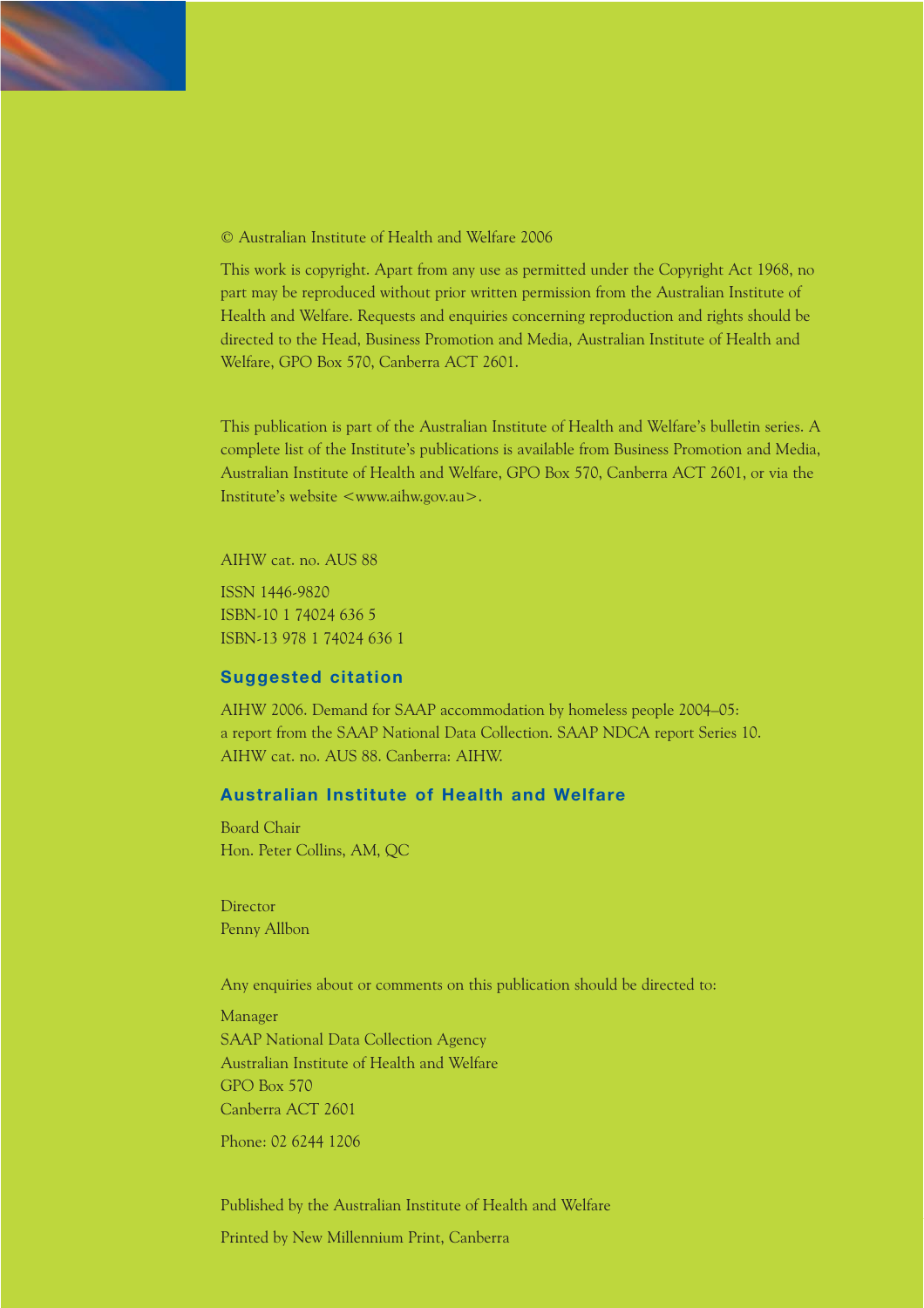© Australian Institute of Health and Welfare 2006

This work is copyright. Apart from any use as permitted under the Copyright Act 1968, no part may be reproduced without prior written permission from the Australian Institute of Health and Welfare. Requests and enquiries concerning reproduction and rights should be directed to the Head, Business Promotion and Media, Australian Institute of Health and Welfare, GPO Box 570, Canberra ACT 2601.

This publication is part of the Australian Institute of Health and Welfare's bulletin series. A complete list of the Institute's publications is available from Business Promotion and Media, Australian Institute of Health and Welfare, GPO Box 570, Canberra ACT 2601, or via the Institute's website <www.aihw.gov.au>.

AIHW cat. no. AUS 88

ISSN 1446-9820
ISBN-10 1 74024 636 5
ISBN-13 978 1 74024 636 1

## Suggested citation

AIHW 2006. Demand for SAAP accommodation by homeless people 2004–05: a report from the SAAP National Data Collection. SAAP NDCA report Series 10. AIHW cat. no. AUS 88. Canberra: AIHW.

## Australian Institute of Health and Welfare

Board Chair
Hon. Peter Collins, AM, QC

Director
Penny Allbon

Any enquiries about or comments on this publication should be directed to:

Manager
SAAP National Data Collection Agency
Australian Institute of Health and Welfare
GPO Box 570
Canberra ACT 2601

Phone: 02 6244 1206

Published by the Australian Institute of Health and Welfare

Printed by New Millennium Print, Canberra